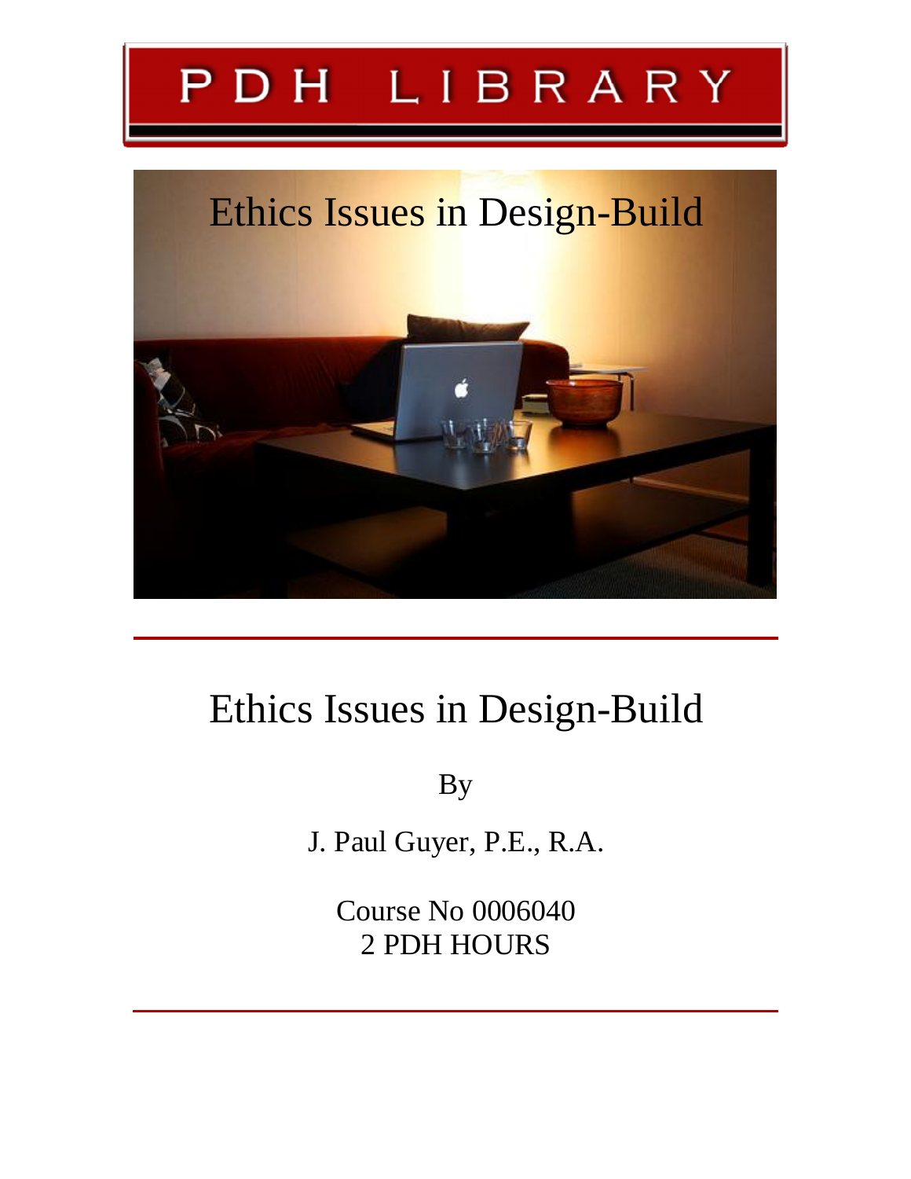# PDH LIBRARY

Ethics Issues in Design-Build

# Ethics Issues in Design-Build

By

J. Paul Guyer, P.E., R.A.

Course No 0006040
2 PDH HOURS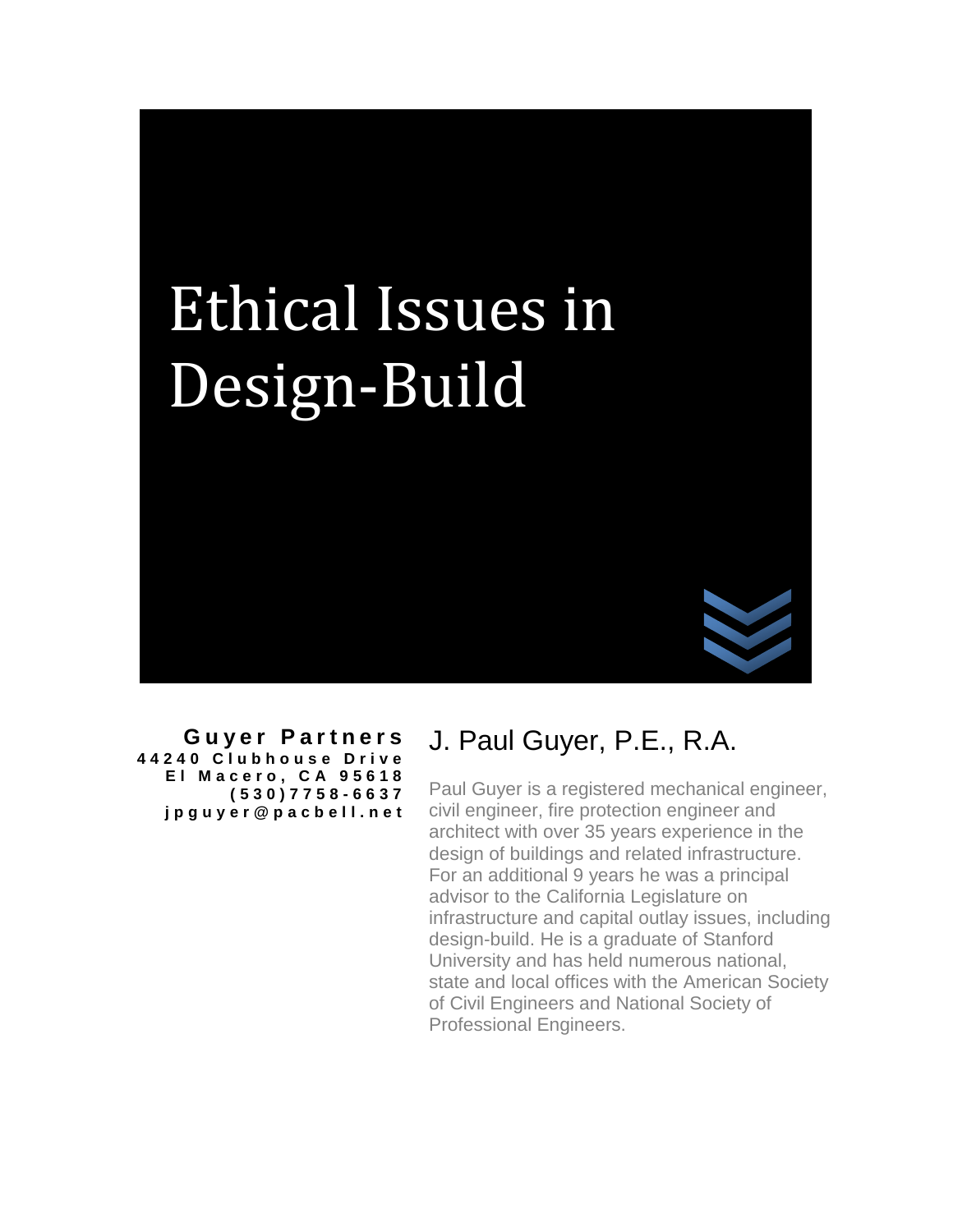# Ethical Issues in Design-Build

**Guyer Partners**
**44240 Clubhouse Drive**
**El Macero, CA 95618**
**(530)7758-6637**
**jpguyer@pacbell.net**

## J. Paul Guyer, P.E., R.A.

Paul Guyer is a registered mechanical engineer, civil engineer, fire protection engineer and architect with over 35 years experience in the design of buildings and related infrastructure. For an additional 9 years he was a principal advisor to the California Legislature on infrastructure and capital outlay issues, including design-build. He is a graduate of Stanford University and has held numerous national, state and local offices with the American Society of Civil Engineers and National Society of Professional Engineers.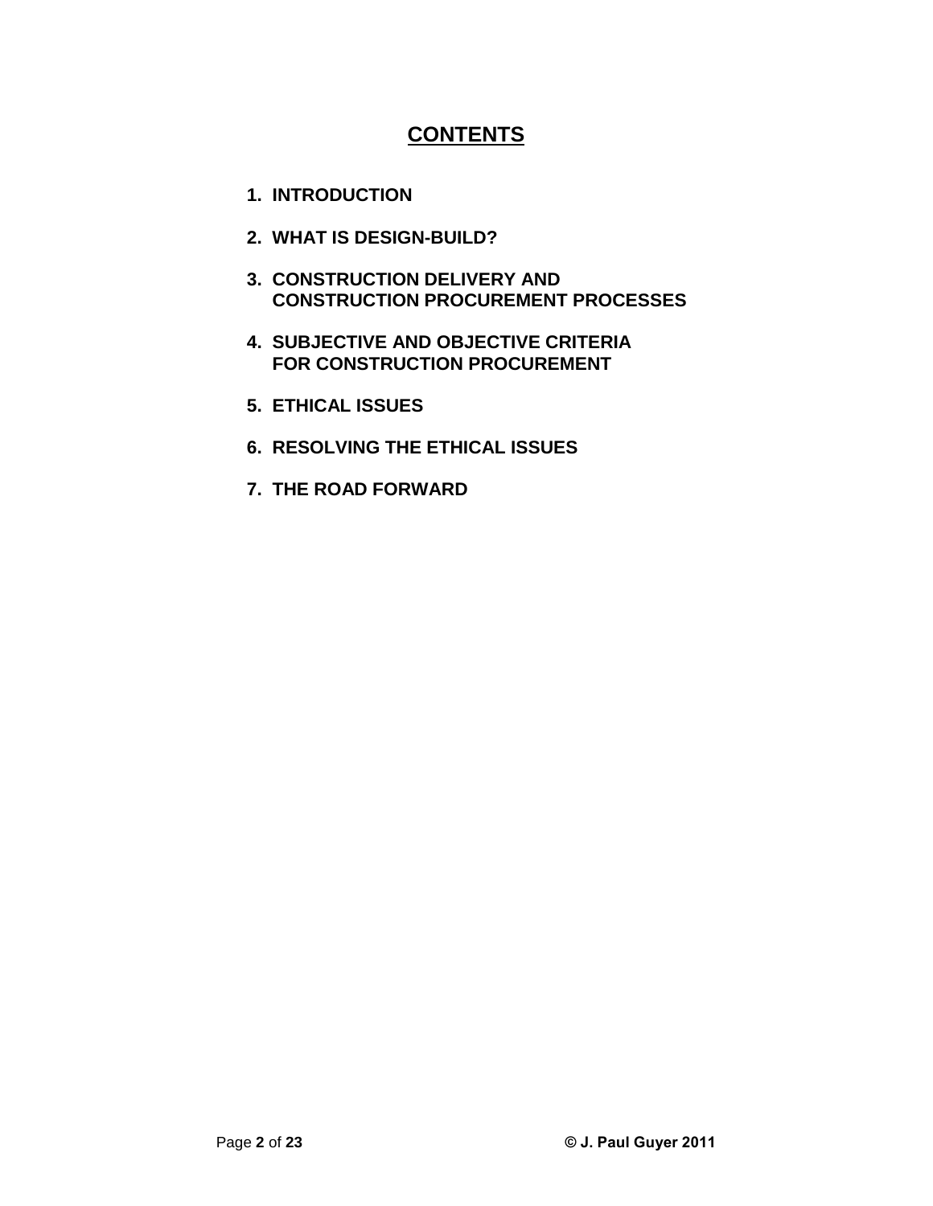# CONTENTS

1. INTRODUCTION
2. WHAT IS DESIGN-BUILD?
3. CONSTRUCTION DELIVERY AND CONSTRUCTION PROCUREMENT PROCESSES
4. SUBJECTIVE AND OBJECTIVE CRITERIA FOR CONSTRUCTION PROCUREMENT
5. ETHICAL ISSUES
6. RESOLVING THE ETHICAL ISSUES
7. THE ROAD FORWARD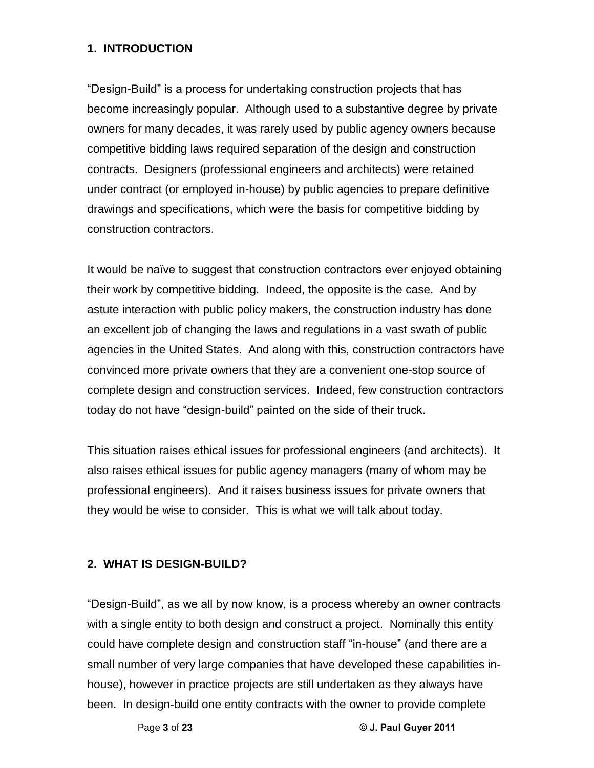## 1. INTRODUCTION

"Design-Build" is a process for undertaking construction projects that has become increasingly popular. Although used to a substantive degree by private owners for many decades, it was rarely used by public agency owners because competitive bidding laws required separation of the design and construction contracts. Designers (professional engineers and architects) were retained under contract (or employed in-house) by public agencies to prepare definitive drawings and specifications, which were the basis for competitive bidding by construction contractors.

It would be naïve to suggest that construction contractors ever enjoyed obtaining their work by competitive bidding. Indeed, the opposite is the case. And by astute interaction with public policy makers, the construction industry has done an excellent job of changing the laws and regulations in a vast swath of public agencies in the United States. And along with this, construction contractors have convinced more private owners that they are a convenient one-stop source of complete design and construction services. Indeed, few construction contractors today do not have "design-build" painted on the side of their truck.

This situation raises ethical issues for professional engineers (and architects). It also raises ethical issues for public agency managers (many of whom may be professional engineers). And it raises business issues for private owners that they would be wise to consider. This is what we will talk about today.

## 2. WHAT IS DESIGN-BUILD?

"Design-Build", as we all by now know, is a process whereby an owner contracts with a single entity to both design and construct a project. Nominally this entity could have complete design and construction staff "in-house" (and there are a small number of very large companies that have developed these capabilities in-house), however in practice projects are still undertaken as they always have been. In design-build one entity contracts with the owner to provide complete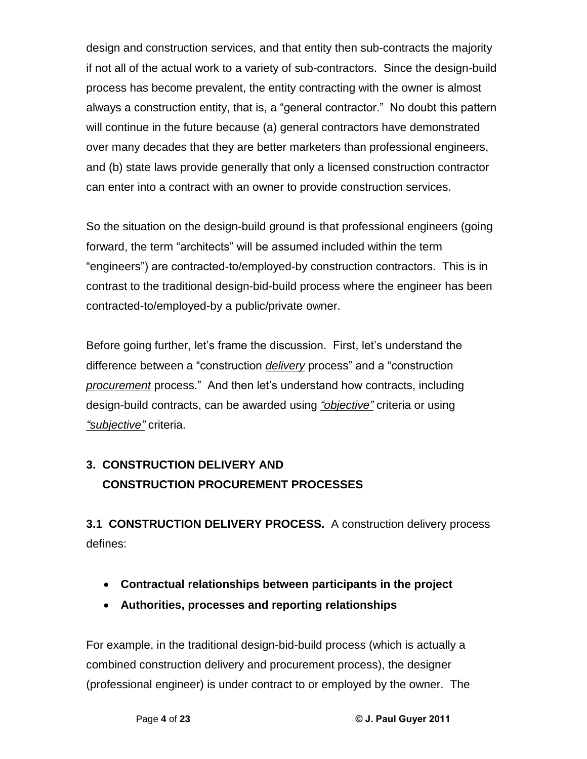design and construction services, and that entity then sub-contracts the majority if not all of the actual work to a variety of sub-contractors. Since the design-build process has become prevalent, the entity contracting with the owner is almost always a construction entity, that is, a "general contractor." No doubt this pattern will continue in the future because (a) general contractors have demonstrated over many decades that they are better marketers than professional engineers, and (b) state laws provide generally that only a licensed construction contractor can enter into a contract with an owner to provide construction services.

So the situation on the design-build ground is that professional engineers (going forward, the term "architects" will be assumed included within the term "engineers") are contracted-to/employed-by construction contractors. This is in contrast to the traditional design-bid-build process where the engineer has been contracted-to/employed-by a public/private owner.

Before going further, let's frame the discussion. First, let's understand the difference between a "construction *delivery* process" and a "construction *procurement* process." And then let's understand how contracts, including design-build contracts, can be awarded using *"objective"* criteria or using *"subjective"* criteria.

## 3. CONSTRUCTION DELIVERY AND CONSTRUCTION PROCUREMENT PROCESSES

**3.1 CONSTRUCTION DELIVERY PROCESS.** A construction delivery process defines:

- **Contractual relationships between participants in the project**
- **Authorities, processes and reporting relationships**

For example, in the traditional design-bid-build process (which is actually a combined construction delivery and procurement process), the designer (professional engineer) is under contract to or employed by the owner. The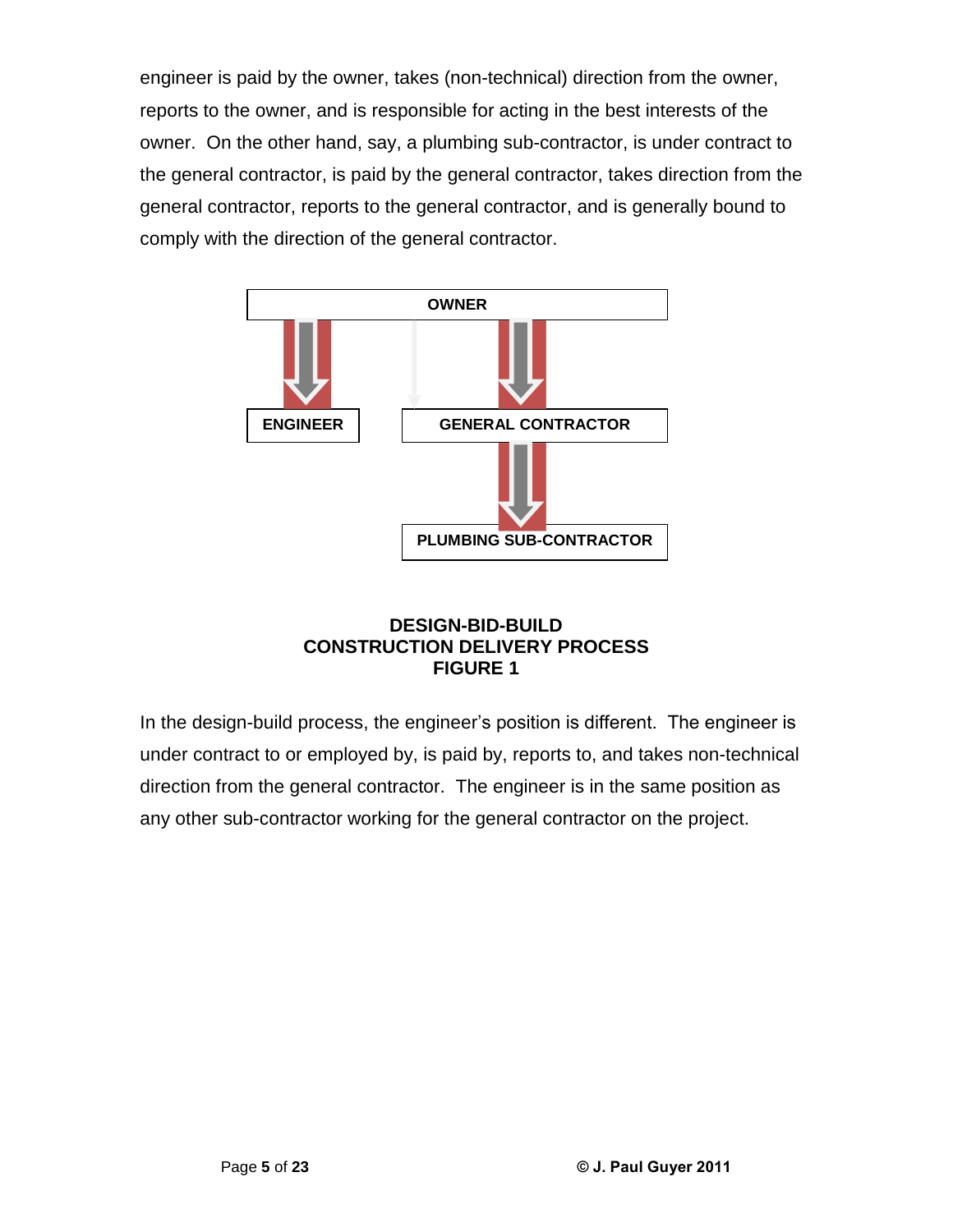engineer is paid by the owner, takes (non-technical) direction from the owner, reports to the owner, and is responsible for acting in the best interests of the owner. On the other hand, say, a plumbing sub-contractor, is under contract to the general contractor, is paid by the general contractor, takes direction from the general contractor, reports to the general contractor, and is generally bound to comply with the direction of the general contractor.

OWNER

ENGINEER

GENERAL CONTRACTOR

PLUMBING SUB-CONTRACTOR

**DESIGN-BID-BUILD**
**CONSTRUCTION DELIVERY PROCESS**
**FIGURE 1**

In the design-build process, the engineer's position is different. The engineer is under contract to or employed by, is paid by, reports to, and takes non-technical direction from the general contractor. The engineer is in the same position as any other sub-contractor working for the general contractor on the project.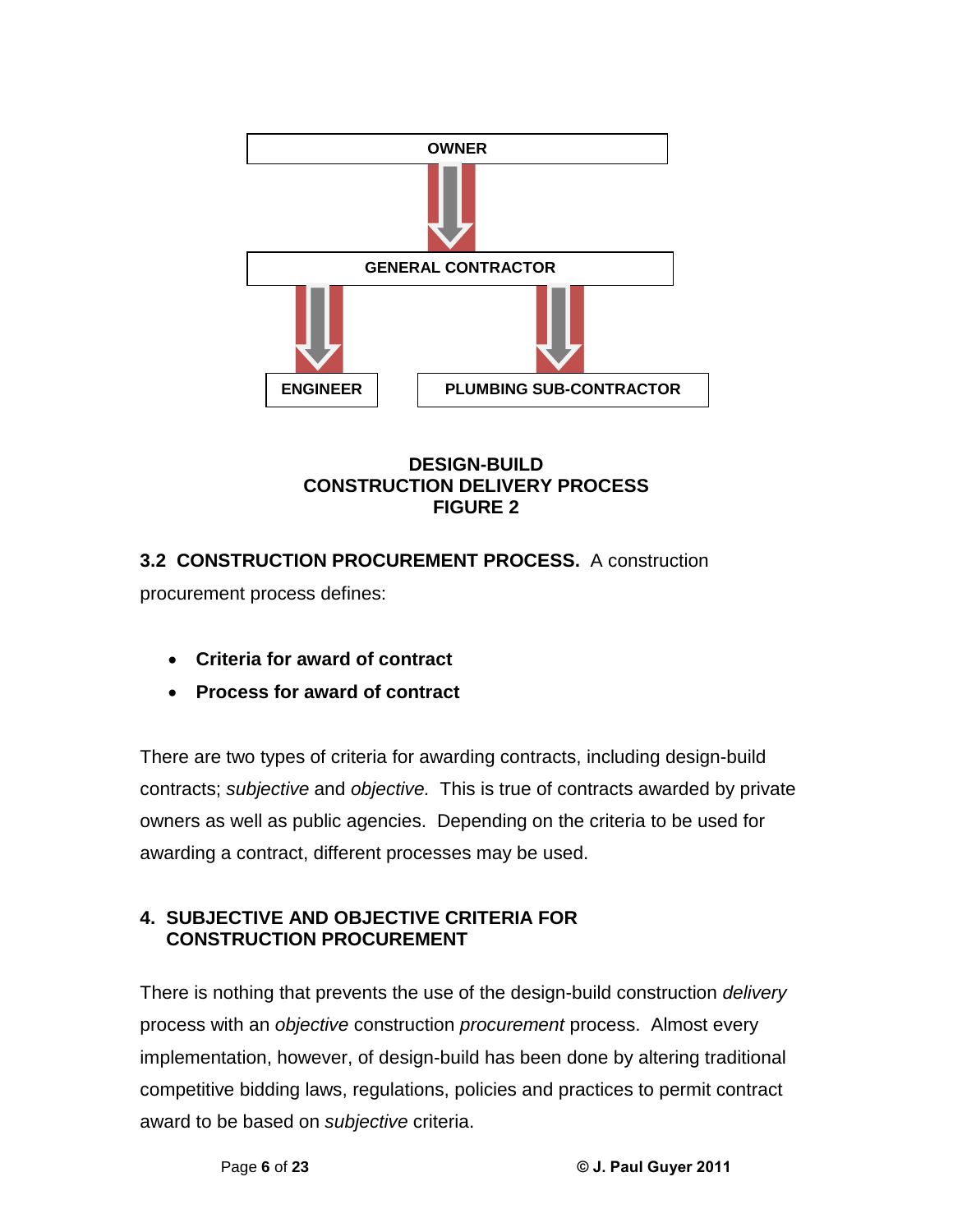OWNER

GENERAL CONTRACTOR

ENGINEER

PLUMBING SUB-CONTRACTOR

**DESIGN-BUILD**
**CONSTRUCTION DELIVERY PROCESS**
**FIGURE 2**

**3.2 CONSTRUCTION PROCUREMENT PROCESS.** A construction procurement process defines:

- **Criteria for award of contract**
- **Process for award of contract**

There are two types of criteria for awarding contracts, including design-build contracts; *subjective* and *objective.* This is true of contracts awarded by private owners as well as public agencies. Depending on the criteria to be used for awarding a contract, different processes may be used.

## 4. SUBJECTIVE AND OBJECTIVE CRITERIA FOR CONSTRUCTION PROCUREMENT

There is nothing that prevents the use of the design-build construction *delivery* process with an *objective* construction *procurement* process. Almost every implementation, however, of design-build has been done by altering traditional competitive bidding laws, regulations, policies and practices to permit contract award to be based on *subjective* criteria.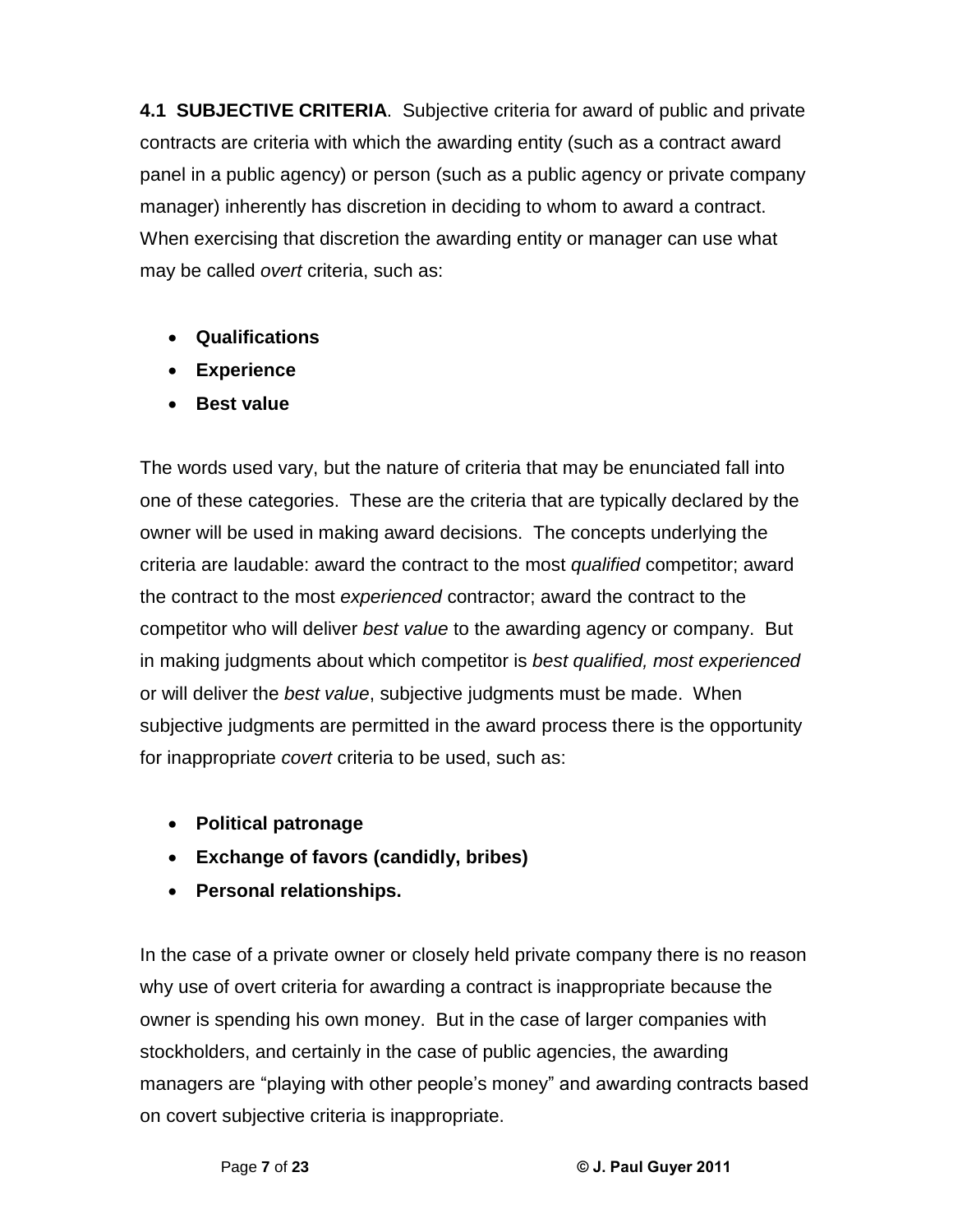**4.1 SUBJECTIVE CRITERIA**. Subjective criteria for award of public and private contracts are criteria with which the awarding entity (such as a contract award panel in a public agency) or person (such as a public agency or private company manager) inherently has discretion in deciding to whom to award a contract. When exercising that discretion the awarding entity or manager can use what may be called *overt* criteria, such as:

- **Qualifications**
- **Experience**
- **Best value**

The words used vary, but the nature of criteria that may be enunciated fall into one of these categories. These are the criteria that are typically declared by the owner will be used in making award decisions. The concepts underlying the criteria are laudable: award the contract to the most *qualified* competitor; award the contract to the most *experienced* contractor; award the contract to the competitor who will deliver *best value* to the awarding agency or company. But in making judgments about which competitor is *best qualified, most experienced* or will deliver the *best value*, subjective judgments must be made. When subjective judgments are permitted in the award process there is the opportunity for inappropriate *covert* criteria to be used, such as:

- **Political patronage**
- **Exchange of favors (candidly, bribes)**
- **Personal relationships.**

In the case of a private owner or closely held private company there is no reason why use of overt criteria for awarding a contract is inappropriate because the owner is spending his own money. But in the case of larger companies with stockholders, and certainly in the case of public agencies, the awarding managers are "playing with other people's money" and awarding contracts based on covert subjective criteria is inappropriate.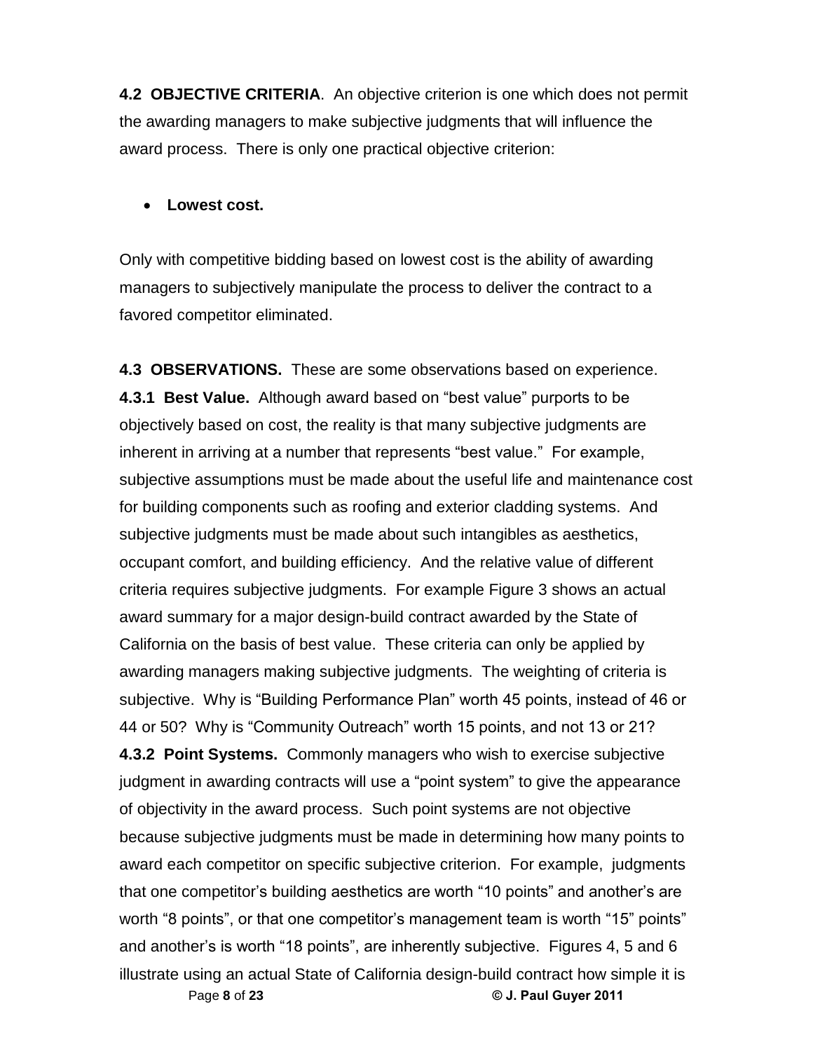**4.2 OBJECTIVE CRITERIA**. An objective criterion is one which does not permit the awarding managers to make subjective judgments that will influence the award process. There is only one practical objective criterion:

- **Lowest cost.**

Only with competitive bidding based on lowest cost is the ability of awarding managers to subjectively manipulate the process to deliver the contract to a favored competitor eliminated.

**4.3 OBSERVATIONS.** These are some observations based on experience.

**4.3.1 Best Value.** Although award based on "best value" purports to be objectively based on cost, the reality is that many subjective judgments are inherent in arriving at a number that represents "best value." For example, subjective assumptions must be made about the useful life and maintenance cost for building components such as roofing and exterior cladding systems. And subjective judgments must be made about such intangibles as aesthetics, occupant comfort, and building efficiency. And the relative value of different criteria requires subjective judgments. For example Figure 3 shows an actual award summary for a major design-build contract awarded by the State of California on the basis of best value. These criteria can only be applied by awarding managers making subjective judgments. The weighting of criteria is subjective. Why is "Building Performance Plan" worth 45 points, instead of 46 or 44 or 50? Why is "Community Outreach" worth 15 points, and not 13 or 21?

**4.3.2 Point Systems.** Commonly managers who wish to exercise subjective judgment in awarding contracts will use a "point system" to give the appearance of objectivity in the award process. Such point systems are not objective because subjective judgments must be made in determining how many points to award each competitor on specific subjective criterion. For example, judgments that one competitor's building aesthetics are worth "10 points" and another's are worth "8 points", or that one competitor's management team is worth "15" points" and another's is worth "18 points", are inherently subjective. Figures 4, 5 and 6 illustrate using an actual State of California design-build contract how simple it is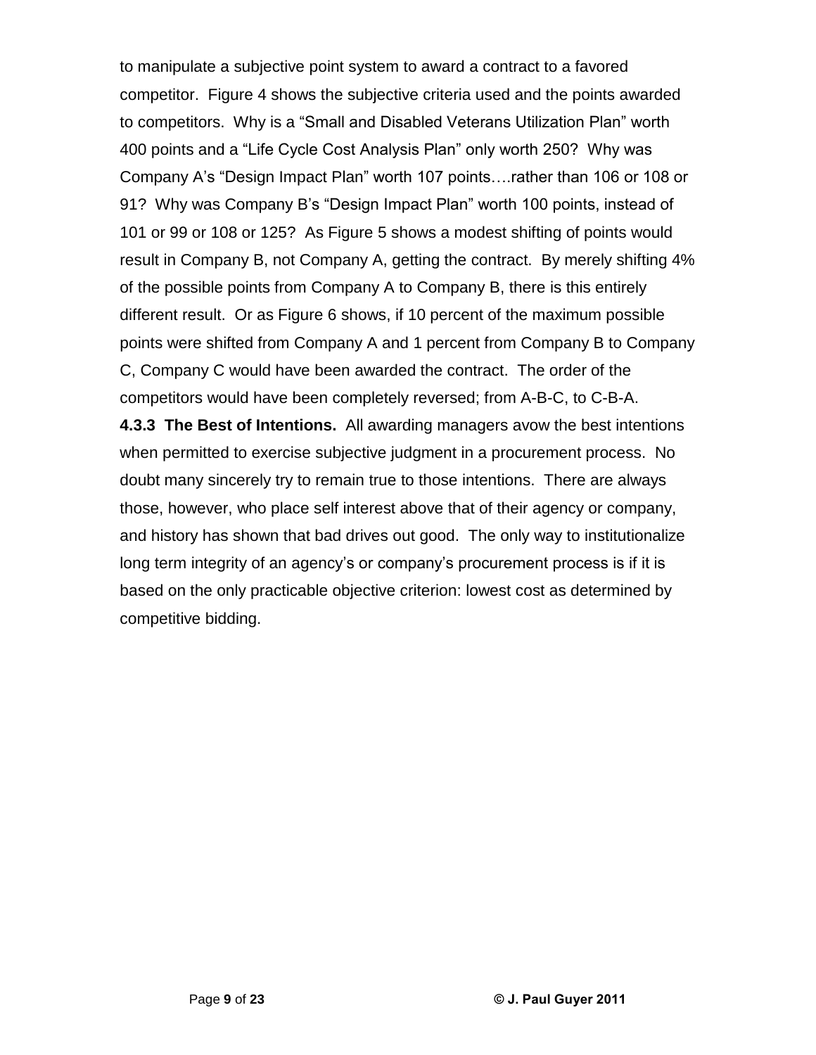to manipulate a subjective point system to award a contract to a favored competitor. Figure 4 shows the subjective criteria used and the points awarded to competitors. Why is a "Small and Disabled Veterans Utilization Plan" worth 400 points and a "Life Cycle Cost Analysis Plan" only worth 250? Why was Company A's "Design Impact Plan" worth 107 points….rather than 106 or 108 or 91? Why was Company B's "Design Impact Plan" worth 100 points, instead of 101 or 99 or 108 or 125? As Figure 5 shows a modest shifting of points would result in Company B, not Company A, getting the contract. By merely shifting 4% of the possible points from Company A to Company B, there is this entirely different result. Or as Figure 6 shows, if 10 percent of the maximum possible points were shifted from Company A and 1 percent from Company B to Company C, Company C would have been awarded the contract. The order of the competitors would have been completely reversed; from A-B-C, to C-B-A.

**4.3.3 The Best of Intentions.** All awarding managers avow the best intentions when permitted to exercise subjective judgment in a procurement process. No doubt many sincerely try to remain true to those intentions. There are always those, however, who place self interest above that of their agency or company, and history has shown that bad drives out good. The only way to institutionalize long term integrity of an agency's or company's procurement process is if it is based on the only practicable objective criterion: lowest cost as determined by competitive bidding.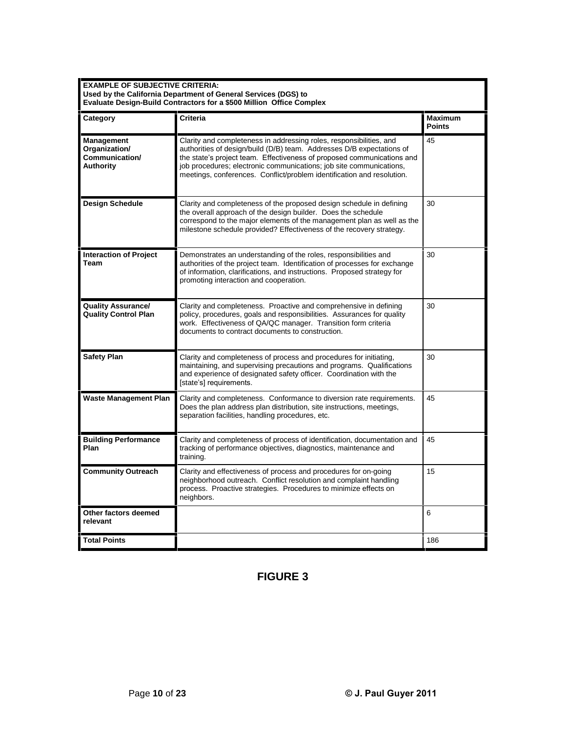| **EXAMPLE OF SUBJECTIVE CRITERIA: Used by the California Department of General Services (DGS) to Evaluate Design-Build Contractors for a $500 Million Office Complex** | | |
|---|---|---|
| **Category** | **Criteria** | **Maximum Points** |
| **Management Organization/ Communication/ Authority** | Clarity and completeness in addressing roles, responsibilities, and authorities of design/build (D/B) team. Addresses D/B expectations of the state's project team. Effectiveness of proposed communications and job procedures; electronic communications; job site communications, meetings, conferences. Conflict/problem identification and resolution. | 45 |
| **Design Schedule** | Clarity and completeness of the proposed design schedule in defining the overall approach of the design builder. Does the schedule correspond to the major elements of the management plan as well as the milestone schedule provided? Effectiveness of the recovery strategy. | 30 |
| **Interaction of Project Team** | Demonstrates an understanding of the roles, responsibilities and authorities of the project team. Identification of processes for exchange of information, clarifications, and instructions. Proposed strategy for promoting interaction and cooperation. | 30 |
| **Quality Assurance/ Quality Control Plan** | Clarity and completeness. Proactive and comprehensive in defining policy, procedures, goals and responsibilities. Assurances for quality work. Effectiveness of QA/QC manager. Transition form criteria documents to contract documents to construction. | 30 |
| **Safety Plan** | Clarity and completeness of process and procedures for initiating, maintaining, and supervising precautions and programs. Qualifications and experience of designated safety officer. Coordination with the [state's] requirements. | 30 |
| **Waste Management Plan** | Clarity and completeness. Conformance to diversion rate requirements. Does the plan address plan distribution, site instructions, meetings, separation facilities, handling procedures, etc. | 45 |
| **Building Performance Plan** | Clarity and completeness of process of identification, documentation and tracking of performance objectives, diagnostics, maintenance and training. | 45 |
| **Community Outreach** | Clarity and effectiveness of process and procedures for on-going neighborhood outreach. Conflict resolution and complaint handling process. Proactive strategies. Procedures to minimize effects on neighbors. | 15 |
| **Other factors deemed relevant** | | 6 |
| **Total Points** | | 186 |

**FIGURE 3**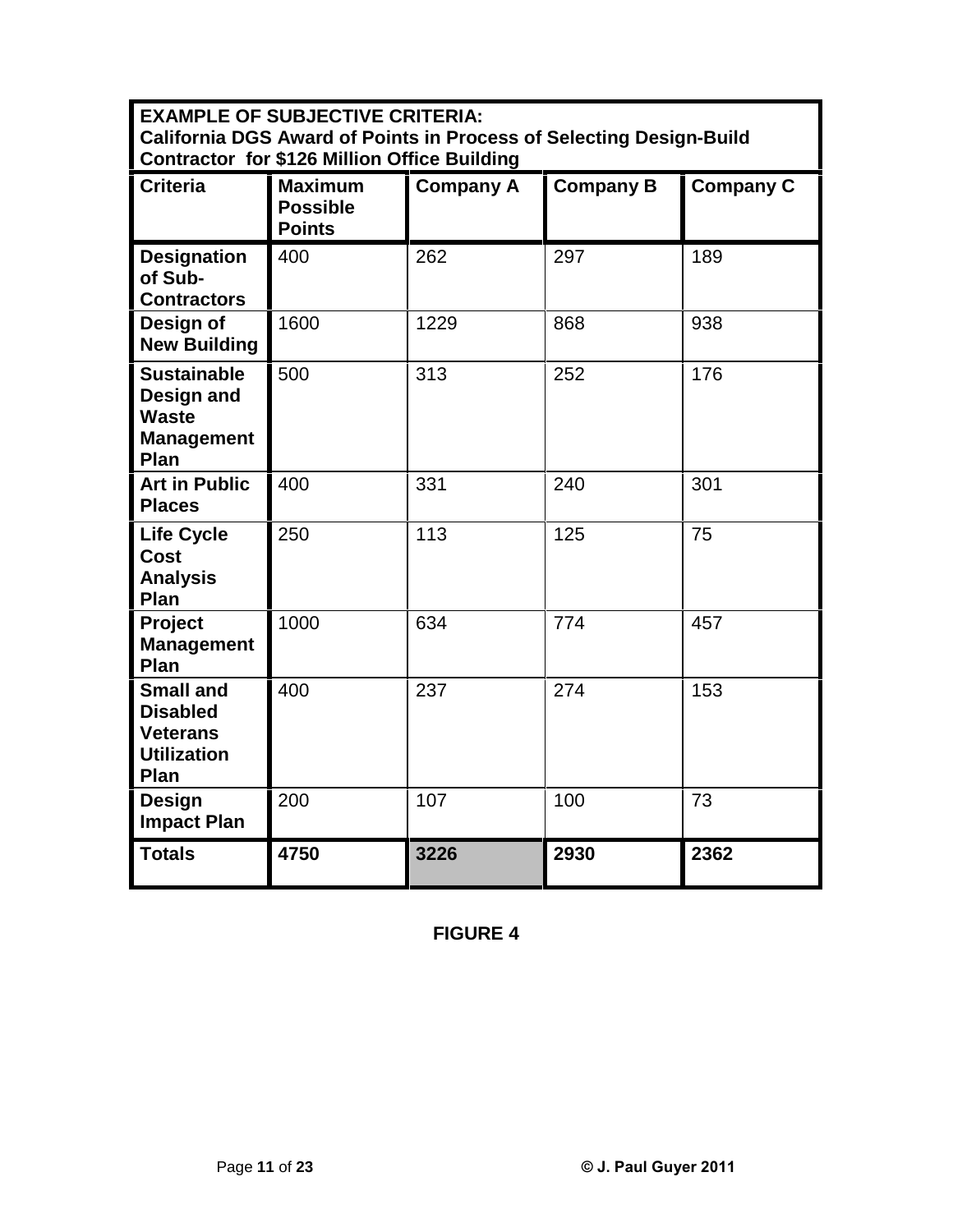| **EXAMPLE OF SUBJECTIVE CRITERIA: California DGS Award of Points in Process of Selecting Design-Build Contractor for $126 Million Office Building** | | | | |
|---|---|---|---|---|
| **Criteria** | **Maximum Possible Points** | **Company A** | **Company B** | **Company C** |
| **Designation of Sub-Contractors** | 400 | 262 | 297 | 189 |
| **Design of New Building** | 1600 | 1229 | 868 | 938 |
| **Sustainable Design and Waste Management Plan** | 500 | 313 | 252 | 176 |
| **Art in Public Places** | 400 | 331 | 240 | 301 |
| **Life Cycle Cost Analysis Plan** | 250 | 113 | 125 | 75 |
| **Project Management Plan** | 1000 | 634 | 774 | 457 |
| **Small and Disabled Veterans Utilization Plan** | 400 | 237 | 274 | 153 |
| **Design Impact Plan** | 200 | 107 | 100 | 73 |
| **Totals** | **4750** | **3226** | **2930** | **2362** |

**FIGURE 4**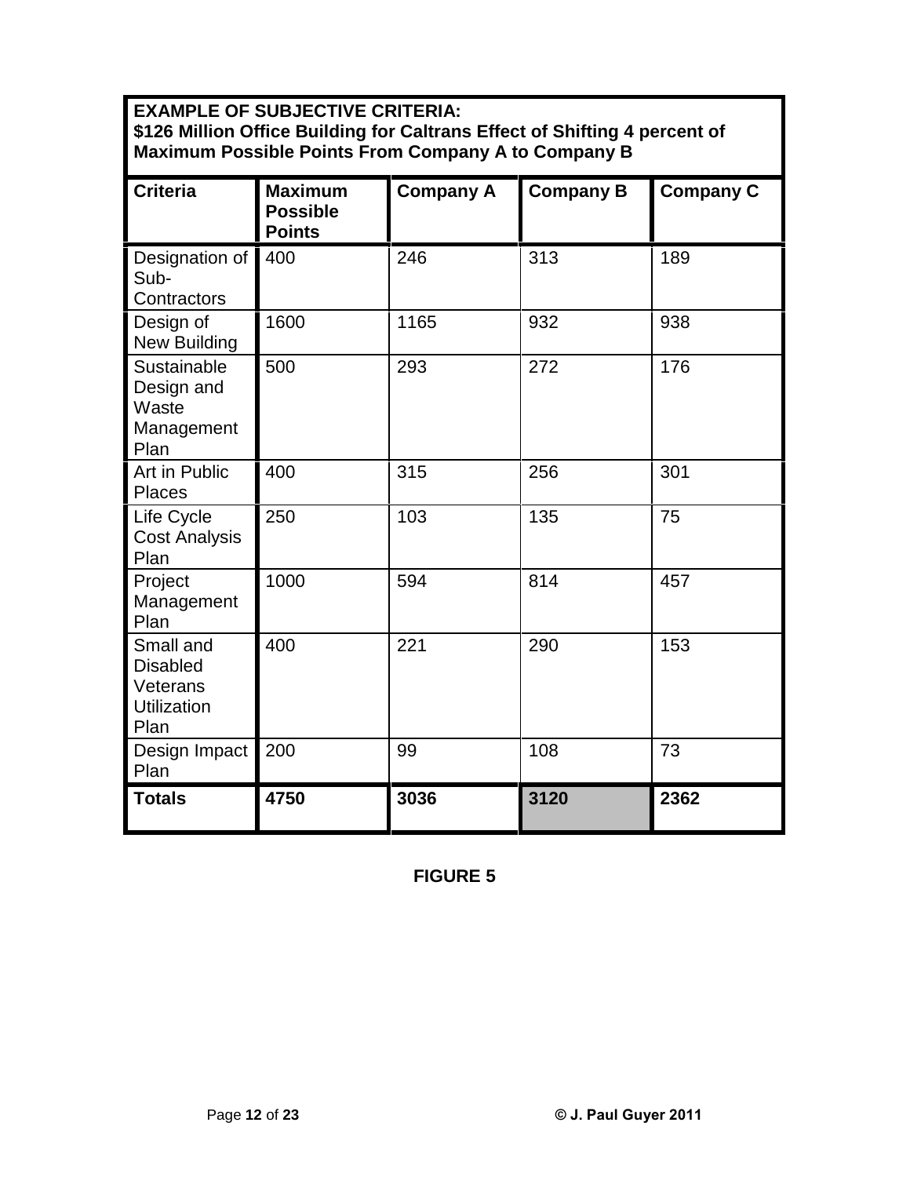| EXAMPLE OF SUBJECTIVE CRITERIA: $126 Million Office Building for Caltrans Effect of Shifting 4 percent of Maximum Possible Points From Company A to Company B | | | | |
|---|---|---|---|---|
| **Criteria** | **Maximum Possible Points** | **Company A** | **Company B** | **Company C** |
| Designation of Sub-Contractors | 400 | 246 | 313 | 189 |
| Design of New Building | 1600 | 1165 | 932 | 938 |
| Sustainable Design and Waste Management Plan | 500 | 293 | 272 | 176 |
| Art in Public Places | 400 | 315 | 256 | 301 |
| Life Cycle Cost Analysis Plan | 250 | 103 | 135 | 75 |
| Project Management Plan | 1000 | 594 | 814 | 457 |
| Small and Disabled Veterans Utilization Plan | 400 | 221 | 290 | 153 |
| Design Impact Plan | 200 | 99 | 108 | 73 |
| **Totals** | **4750** | **3036** | **3120** | **2362** |

**FIGURE 5**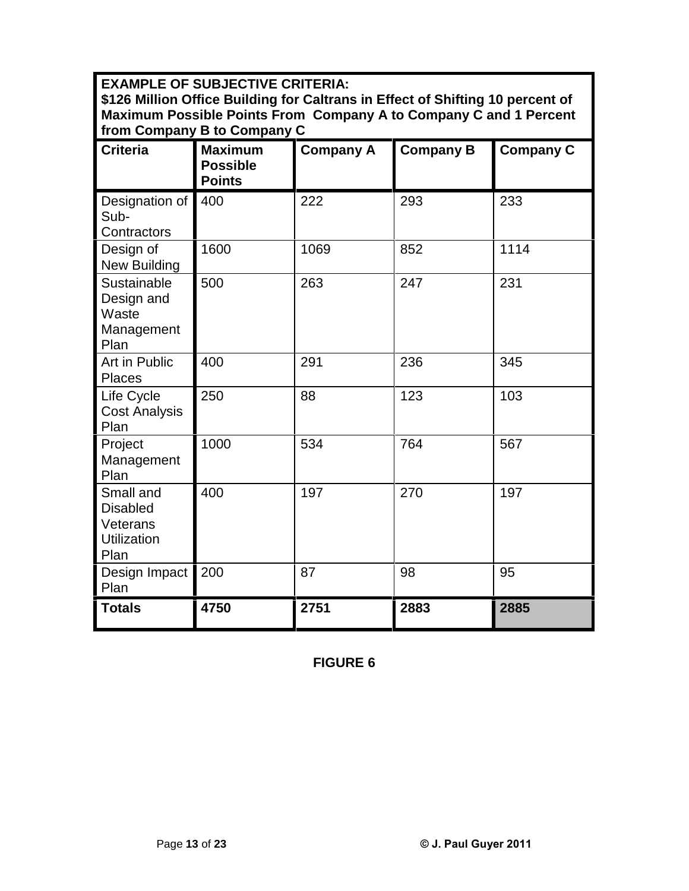| **EXAMPLE OF SUBJECTIVE CRITERIA: $126 Million Office Building for Caltrans in Effect of Shifting 10 percent of Maximum Possible Points From Company A to Company C and 1 Percent from Company B to Company C** | | | | |
|---|---|---|---|---|
| **Criteria** | **Maximum Possible Points** | **Company A** | **Company B** | **Company C** |
| Designation of Sub-Contractors | 400 | 222 | 293 | 233 |
| Design of New Building | 1600 | 1069 | 852 | 1114 |
| Sustainable Design and Waste Management Plan | 500 | 263 | 247 | 231 |
| Art in Public Places | 400 | 291 | 236 | 345 |
| Life Cycle Cost Analysis Plan | 250 | 88 | 123 | 103 |
| Project Management Plan | 1000 | 534 | 764 | 567 |
| Small and Disabled Veterans Utilization Plan | 400 | 197 | 270 | 197 |
| Design Impact Plan | 200 | 87 | 98 | 95 |
| **Totals** | **4750** | **2751** | **2883** | **2885** |

**FIGURE 6**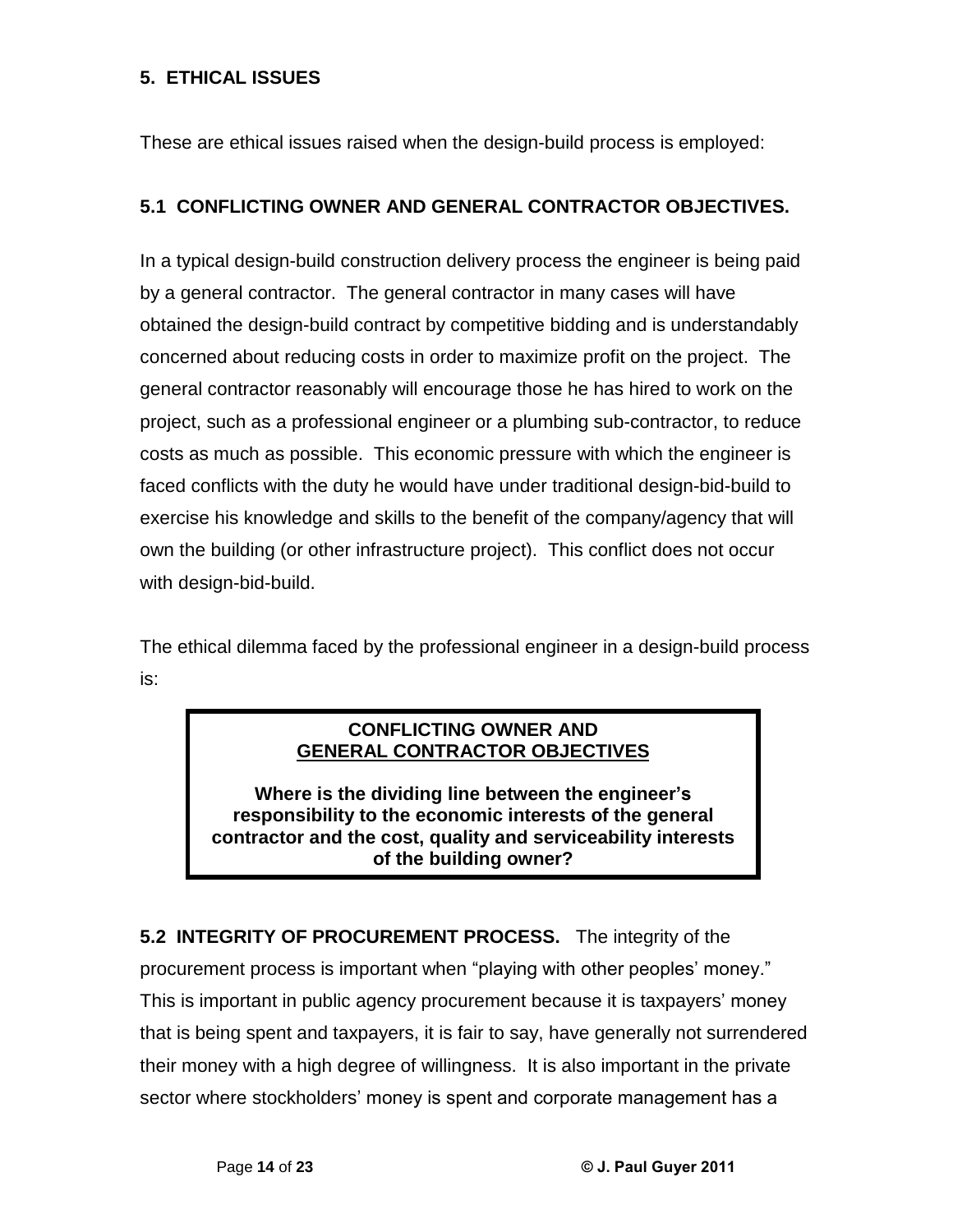## 5. ETHICAL ISSUES

These are ethical issues raised when the design-build process is employed:

### 5.1 CONFLICTING OWNER AND GENERAL CONTRACTOR OBJECTIVES.

In a typical design-build construction delivery process the engineer is being paid by a general contractor. The general contractor in many cases will have obtained the design-build contract by competitive bidding and is understandably concerned about reducing costs in order to maximize profit on the project. The general contractor reasonably will encourage those he has hired to work on the project, such as a professional engineer or a plumbing sub-contractor, to reduce costs as much as possible. This economic pressure with which the engineer is faced conflicts with the duty he would have under traditional design-bid-build to exercise his knowledge and skills to the benefit of the company/agency that will own the building (or other infrastructure project). This conflict does not occur with design-bid-build.

The ethical dilemma faced by the professional engineer in a design-build process is:

> **CONFLICTING OWNER AND**
> **GENERAL CONTRACTOR OBJECTIVES**
>
> **Where is the dividing line between the engineer's responsibility to the economic interests of the general contractor and the cost, quality and serviceability interests of the building owner?**

**5.2 INTEGRITY OF PROCUREMENT PROCESS.** The integrity of the procurement process is important when "playing with other peoples' money." This is important in public agency procurement because it is taxpayers' money that is being spent and taxpayers, it is fair to say, have generally not surrendered their money with a high degree of willingness. It is also important in the private sector where stockholders' money is spent and corporate management has a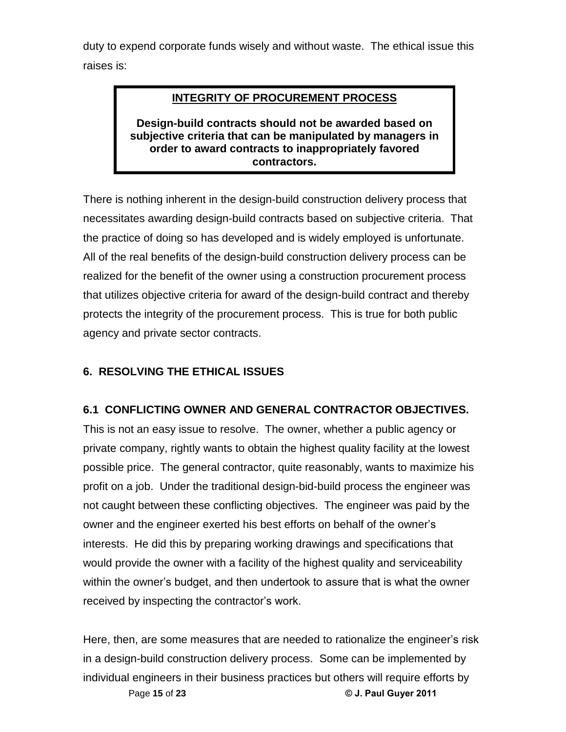duty to expend corporate funds wisely and without waste. The ethical issue this raises is:

> **<u>INTEGRITY OF PROCUREMENT PROCESS</u>**
>
> **Design-build contracts should not be awarded based on subjective criteria that can be manipulated by managers in order to award contracts to inappropriately favored contractors.**

There is nothing inherent in the design-build construction delivery process that necessitates awarding design-build contracts based on subjective criteria. That the practice of doing so has developed and is widely employed is unfortunate. All of the real benefits of the design-build construction delivery process can be realized for the benefit of the owner using a construction procurement process that utilizes objective criteria for award of the design-build contract and thereby protects the integrity of the procurement process. This is true for both public agency and private sector contracts.

## 6. RESOLVING THE ETHICAL ISSUES

### 6.1 CONFLICTING OWNER AND GENERAL CONTRACTOR OBJECTIVES.

This is not an easy issue to resolve. The owner, whether a public agency or private company, rightly wants to obtain the highest quality facility at the lowest possible price. The general contractor, quite reasonably, wants to maximize his profit on a job. Under the traditional design-bid-build process the engineer was not caught between these conflicting objectives. The engineer was paid by the owner and the engineer exerted his best efforts on behalf of the owner's interests. He did this by preparing working drawings and specifications that would provide the owner with a facility of the highest quality and serviceability within the owner's budget, and then undertook to assure that is what the owner received by inspecting the contractor's work.

Here, then, are some measures that are needed to rationalize the engineer's risk in a design-build construction delivery process. Some can be implemented by individual engineers in their business practices but others will require efforts by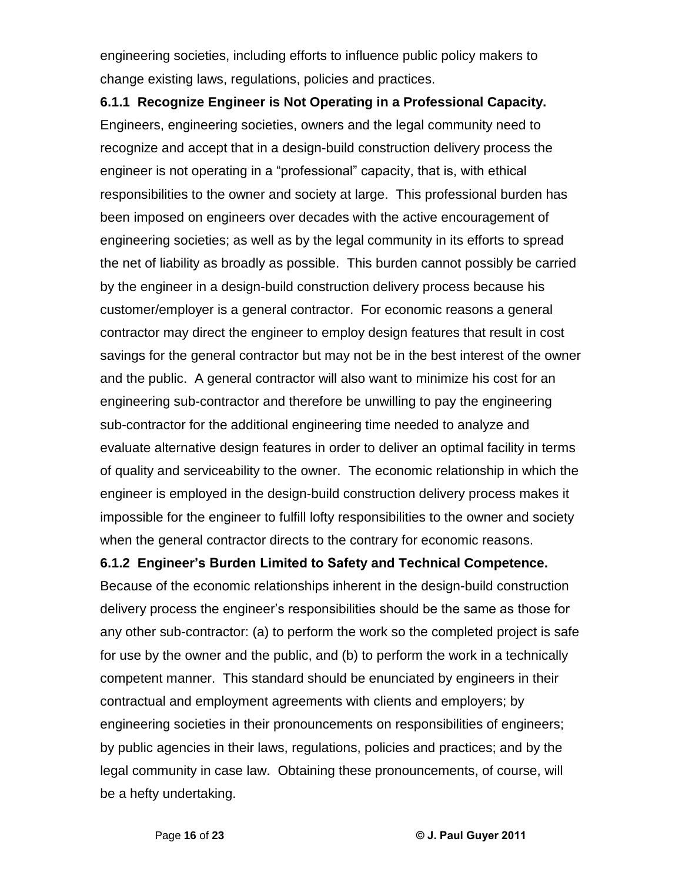engineering societies, including efforts to influence public policy makers to change existing laws, regulations, policies and practices.

**6.1.1 Recognize Engineer is Not Operating in a Professional Capacity.** Engineers, engineering societies, owners and the legal community need to recognize and accept that in a design-build construction delivery process the engineer is not operating in a "professional" capacity, that is, with ethical responsibilities to the owner and society at large. This professional burden has been imposed on engineers over decades with the active encouragement of engineering societies; as well as by the legal community in its efforts to spread the net of liability as broadly as possible. This burden cannot possibly be carried by the engineer in a design-build construction delivery process because his customer/employer is a general contractor. For economic reasons a general contractor may direct the engineer to employ design features that result in cost savings for the general contractor but may not be in the best interest of the owner and the public. A general contractor will also want to minimize his cost for an engineering sub-contractor and therefore be unwilling to pay the engineering sub-contractor for the additional engineering time needed to analyze and evaluate alternative design features in order to deliver an optimal facility in terms of quality and serviceability to the owner. The economic relationship in which the engineer is employed in the design-build construction delivery process makes it impossible for the engineer to fulfill lofty responsibilities to the owner and society when the general contractor directs to the contrary for economic reasons.

**6.1.2 Engineer's Burden Limited to Safety and Technical Competence.** Because of the economic relationships inherent in the design-build construction delivery process the engineer's responsibilities should be the same as those for any other sub-contractor: (a) to perform the work so the completed project is safe for use by the owner and the public, and (b) to perform the work in a technically competent manner. This standard should be enunciated by engineers in their contractual and employment agreements with clients and employers; by engineering societies in their pronouncements on responsibilities of engineers; by public agencies in their laws, regulations, policies and practices; and by the legal community in case law. Obtaining these pronouncements, of course, will be a hefty undertaking.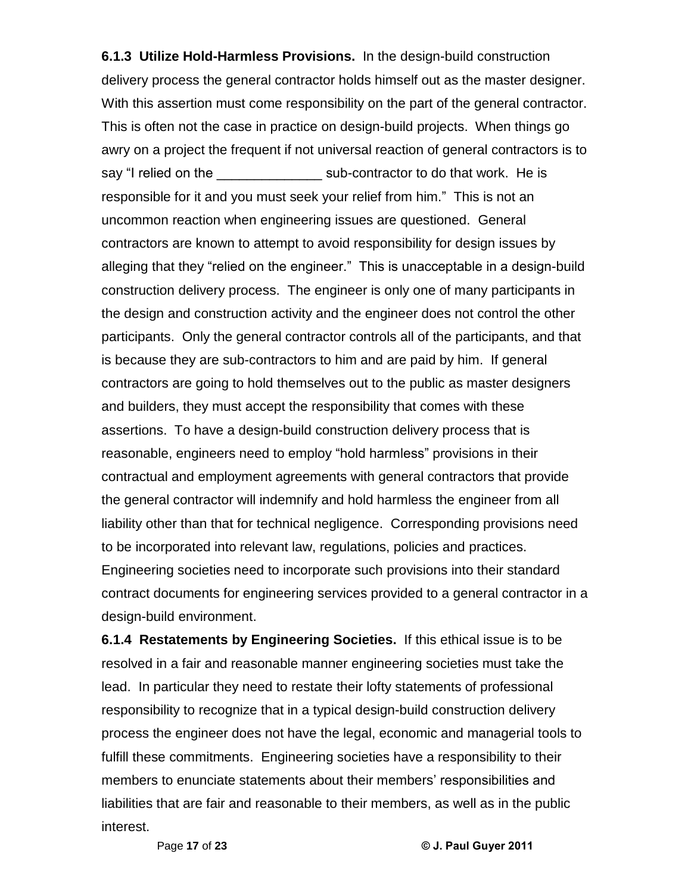**6.1.3 Utilize Hold-Harmless Provisions.** In the design-build construction delivery process the general contractor holds himself out as the master designer. With this assertion must come responsibility on the part of the general contractor. This is often not the case in practice on design-build projects. When things go awry on a project the frequent if not universal reaction of general contractors is to say "I relied on the ______________ sub-contractor to do that work. He is responsible for it and you must seek your relief from him." This is not an uncommon reaction when engineering issues are questioned. General contractors are known to attempt to avoid responsibility for design issues by alleging that they "relied on the engineer." This is unacceptable in a design-build construction delivery process. The engineer is only one of many participants in the design and construction activity and the engineer does not control the other participants. Only the general contractor controls all of the participants, and that is because they are sub-contractors to him and are paid by him. If general contractors are going to hold themselves out to the public as master designers and builders, they must accept the responsibility that comes with these assertions. To have a design-build construction delivery process that is reasonable, engineers need to employ "hold harmless" provisions in their contractual and employment agreements with general contractors that provide the general contractor will indemnify and hold harmless the engineer from all liability other than that for technical negligence. Corresponding provisions need to be incorporated into relevant law, regulations, policies and practices. Engineering societies need to incorporate such provisions into their standard contract documents for engineering services provided to a general contractor in a design-build environment.

**6.1.4 Restatements by Engineering Societies.** If this ethical issue is to be resolved in a fair and reasonable manner engineering societies must take the lead. In particular they need to restate their lofty statements of professional responsibility to recognize that in a typical design-build construction delivery process the engineer does not have the legal, economic and managerial tools to fulfill these commitments. Engineering societies have a responsibility to their members to enunciate statements about their members' responsibilities and liabilities that are fair and reasonable to their members, as well as in the public interest.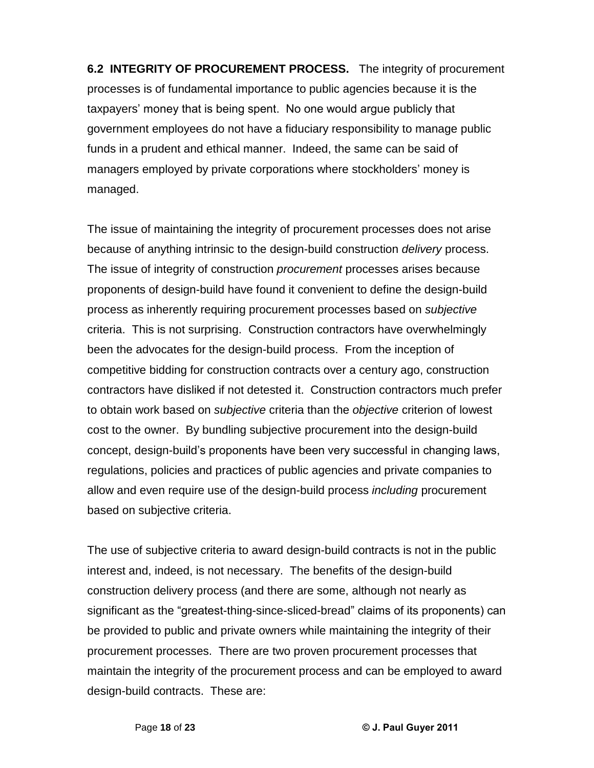**6.2 INTEGRITY OF PROCUREMENT PROCESS.** The integrity of procurement processes is of fundamental importance to public agencies because it is the taxpayers' money that is being spent. No one would argue publicly that government employees do not have a fiduciary responsibility to manage public funds in a prudent and ethical manner. Indeed, the same can be said of managers employed by private corporations where stockholders' money is managed.

The issue of maintaining the integrity of procurement processes does not arise because of anything intrinsic to the design-build construction *delivery* process. The issue of integrity of construction *procurement* processes arises because proponents of design-build have found it convenient to define the design-build process as inherently requiring procurement processes based on *subjective* criteria. This is not surprising. Construction contractors have overwhelmingly been the advocates for the design-build process. From the inception of competitive bidding for construction contracts over a century ago, construction contractors have disliked if not detested it. Construction contractors much prefer to obtain work based on *subjective* criteria than the *objective* criterion of lowest cost to the owner. By bundling subjective procurement into the design-build concept, design-build's proponents have been very successful in changing laws, regulations, policies and practices of public agencies and private companies to allow and even require use of the design-build process *including* procurement based on subjective criteria.

The use of subjective criteria to award design-build contracts is not in the public interest and, indeed, is not necessary. The benefits of the design-build construction delivery process (and there are some, although not nearly as significant as the "greatest-thing-since-sliced-bread" claims of its proponents) can be provided to public and private owners while maintaining the integrity of their procurement processes. There are two proven procurement processes that maintain the integrity of the procurement process and can be employed to award design-build contracts. These are: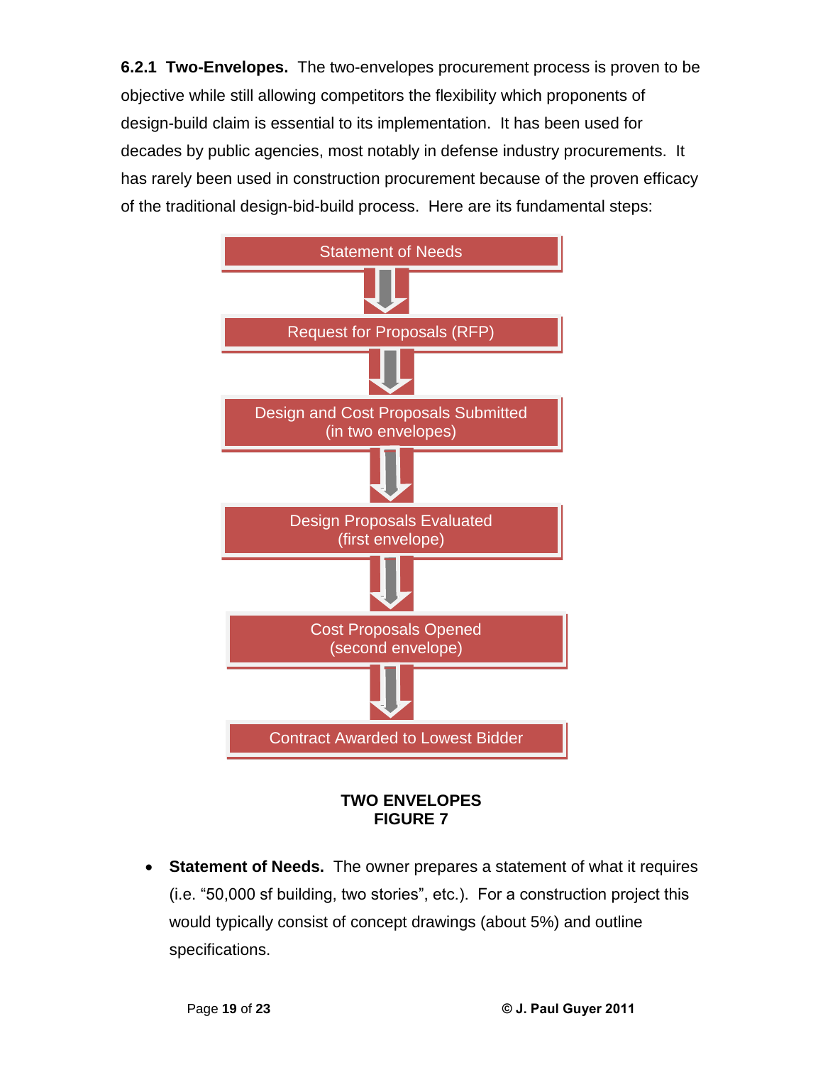**6.2.1 Two-Envelopes.** The two-envelopes procurement process is proven to be objective while still allowing competitors the flexibility which proponents of design-build claim is essential to its implementation. It has been used for decades by public agencies, most notably in defense industry procurements. It has rarely been used in construction procurement because of the proven efficacy of the traditional design-bid-build process. Here are its fundamental steps:

Statement of Needs
↓
Request for Proposals (RFP)
↓
Design and Cost Proposals Submitted (in two envelopes)
↓
Design Proposals Evaluated (first envelope)
↓
Cost Proposals Opened (second envelope)
↓
Contract Awarded to Lowest Bidder

**TWO ENVELOPES**
**FIGURE 7**

- **Statement of Needs.** The owner prepares a statement of what it requires (i.e. "50,000 sf building, two stories", etc.). For a construction project this would typically consist of concept drawings (about 5%) and outline specifications.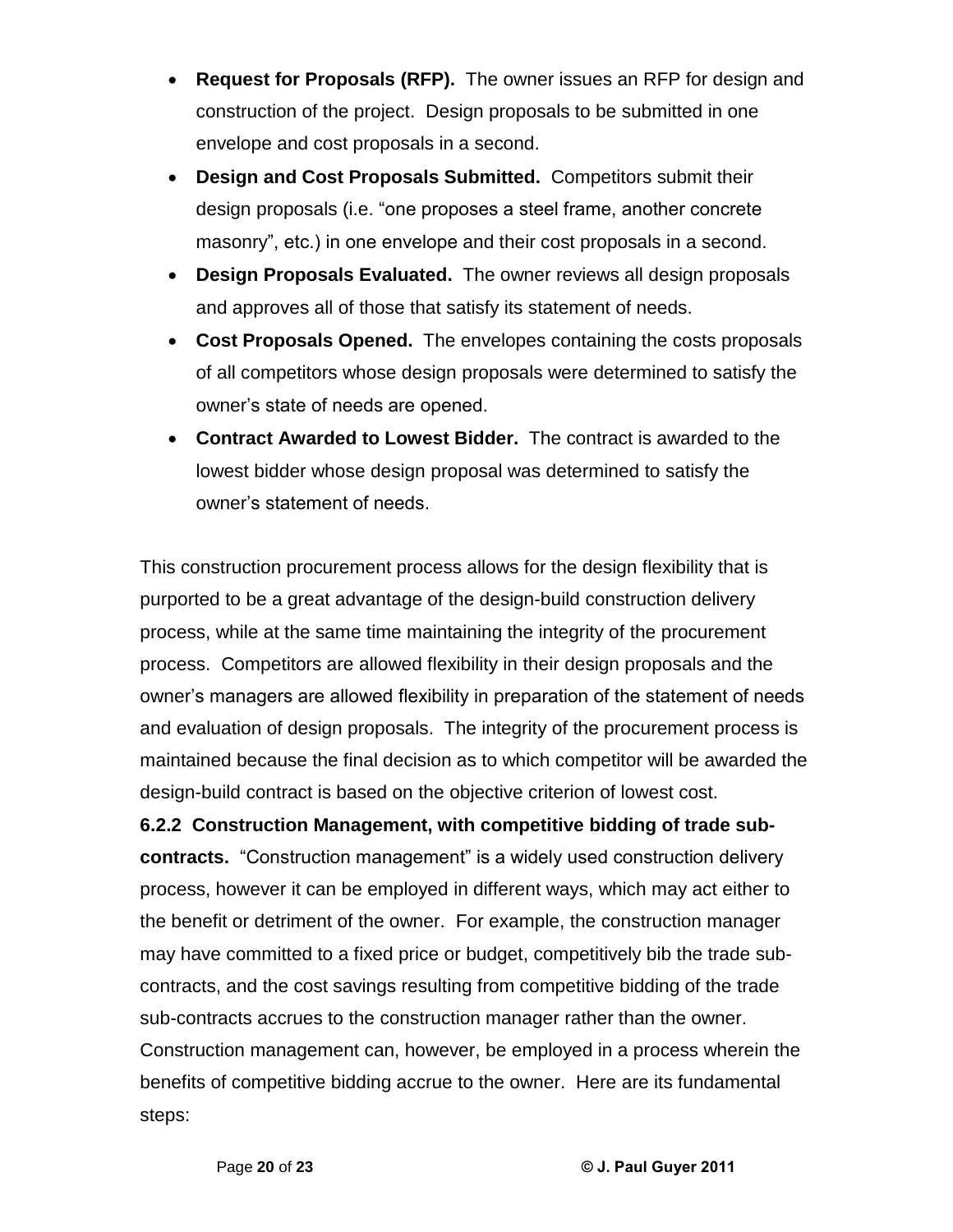- **Request for Proposals (RFP).** The owner issues an RFP for design and construction of the project. Design proposals to be submitted in one envelope and cost proposals in a second.
- **Design and Cost Proposals Submitted.** Competitors submit their design proposals (i.e. "one proposes a steel frame, another concrete masonry", etc.) in one envelope and their cost proposals in a second.
- **Design Proposals Evaluated.** The owner reviews all design proposals and approves all of those that satisfy its statement of needs.
- **Cost Proposals Opened.** The envelopes containing the costs proposals of all competitors whose design proposals were determined to satisfy the owner's state of needs are opened.
- **Contract Awarded to Lowest Bidder.** The contract is awarded to the lowest bidder whose design proposal was determined to satisfy the owner's statement of needs.

This construction procurement process allows for the design flexibility that is purported to be a great advantage of the design-build construction delivery process, while at the same time maintaining the integrity of the procurement process. Competitors are allowed flexibility in their design proposals and the owner's managers are allowed flexibility in preparation of the statement of needs and evaluation of design proposals. The integrity of the procurement process is maintained because the final decision as to which competitor will be awarded the design-build contract is based on the objective criterion of lowest cost.

**6.2.2 Construction Management, with competitive bidding of trade sub-contracts.** "Construction management" is a widely used construction delivery process, however it can be employed in different ways, which may act either to the benefit or detriment of the owner. For example, the construction manager may have committed to a fixed price or budget, competitively bib the trade sub-contracts, and the cost savings resulting from competitive bidding of the trade sub-contracts accrues to the construction manager rather than the owner. Construction management can, however, be employed in a process wherein the benefits of competitive bidding accrue to the owner. Here are its fundamental steps: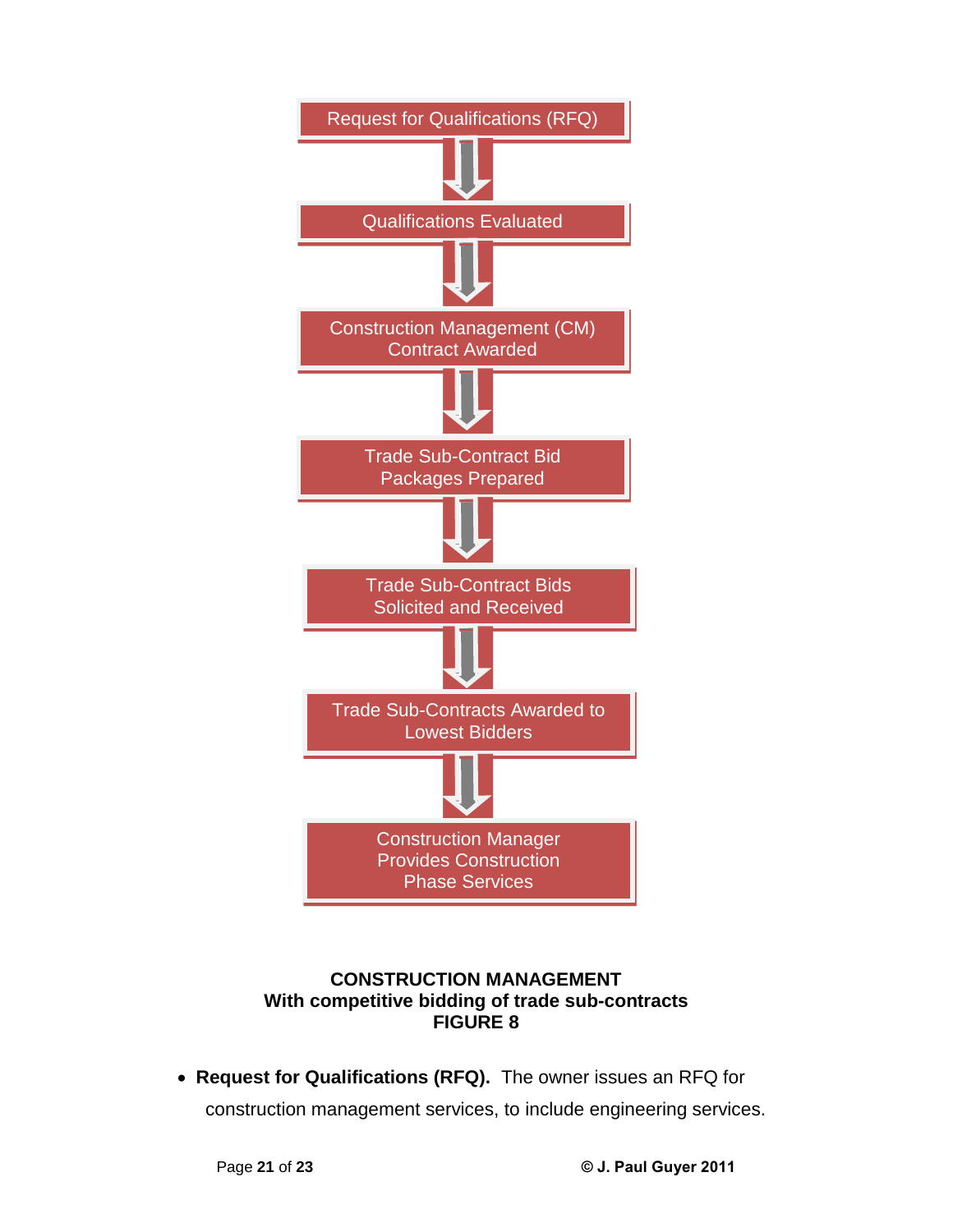Request for Qualifications (RFQ)

↓

Qualifications Evaluated

↓

Construction Management (CM) Contract Awarded

↓

Trade Sub-Contract Bid Packages Prepared

↓

Trade Sub-Contract Bids Solicited and Received

↓

Trade Sub-Contracts Awarded to Lowest Bidders

↓

Construction Manager Provides Construction Phase Services

**CONSTRUCTION MANAGEMENT**
**With competitive bidding of trade sub-contracts**
**FIGURE 8**

- **Request for Qualifications (RFQ).** The owner issues an RFQ for construction management services, to include engineering services.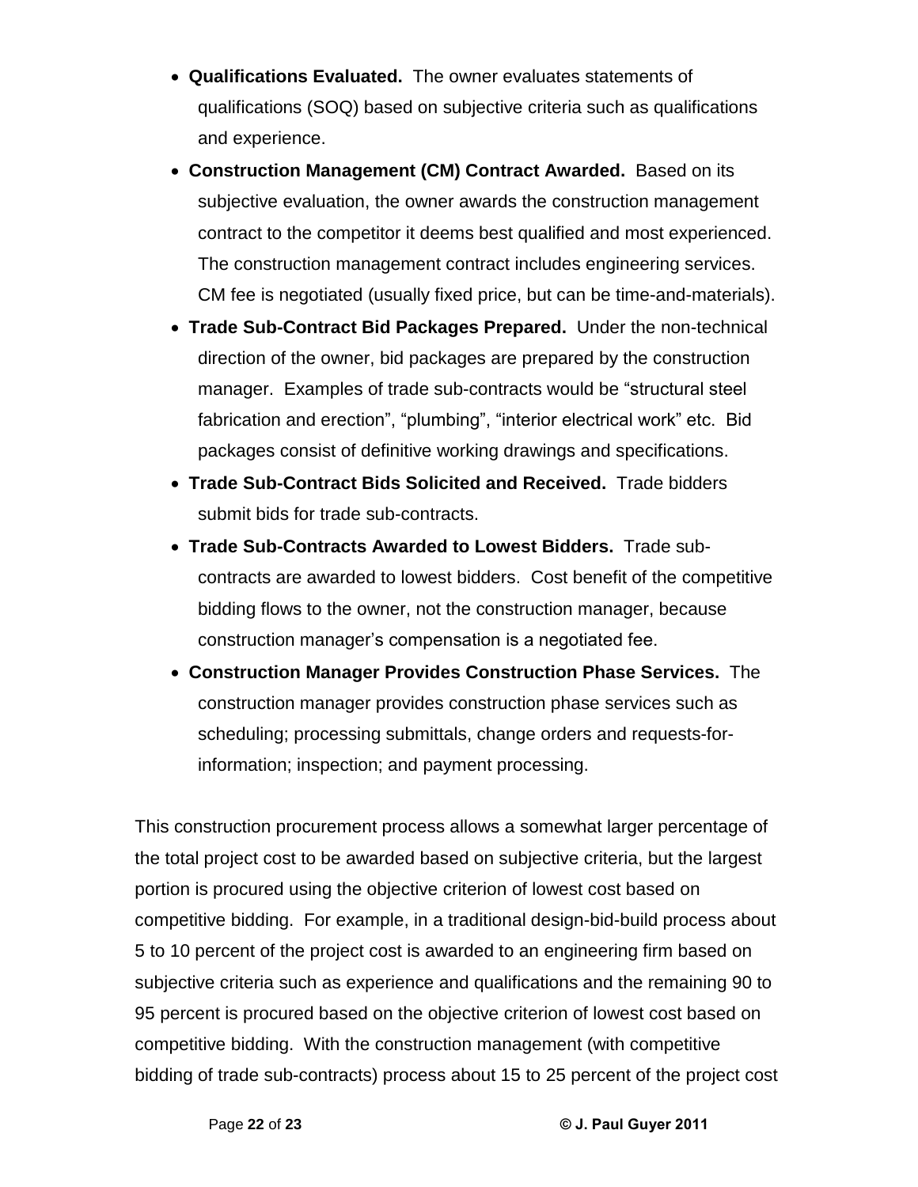- **Qualifications Evaluated.** The owner evaluates statements of qualifications (SOQ) based on subjective criteria such as qualifications and experience.
- **Construction Management (CM) Contract Awarded.** Based on its subjective evaluation, the owner awards the construction management contract to the competitor it deems best qualified and most experienced. The construction management contract includes engineering services. CM fee is negotiated (usually fixed price, but can be time-and-materials).
- **Trade Sub-Contract Bid Packages Prepared.** Under the non-technical direction of the owner, bid packages are prepared by the construction manager. Examples of trade sub-contracts would be "structural steel fabrication and erection", "plumbing", "interior electrical work" etc. Bid packages consist of definitive working drawings and specifications.
- **Trade Sub-Contract Bids Solicited and Received.** Trade bidders submit bids for trade sub-contracts.
- **Trade Sub-Contracts Awarded to Lowest Bidders.** Trade sub-contracts are awarded to lowest bidders. Cost benefit of the competitive bidding flows to the owner, not the construction manager, because construction manager's compensation is a negotiated fee.
- **Construction Manager Provides Construction Phase Services.** The construction manager provides construction phase services such as scheduling; processing submittals, change orders and requests-for-information; inspection; and payment processing.

This construction procurement process allows a somewhat larger percentage of the total project cost to be awarded based on subjective criteria, but the largest portion is procured using the objective criterion of lowest cost based on competitive bidding. For example, in a traditional design-bid-build process about 5 to 10 percent of the project cost is awarded to an engineering firm based on subjective criteria such as experience and qualifications and the remaining 90 to 95 percent is procured based on the objective criterion of lowest cost based on competitive bidding. With the construction management (with competitive bidding of trade sub-contracts) process about 15 to 25 percent of the project cost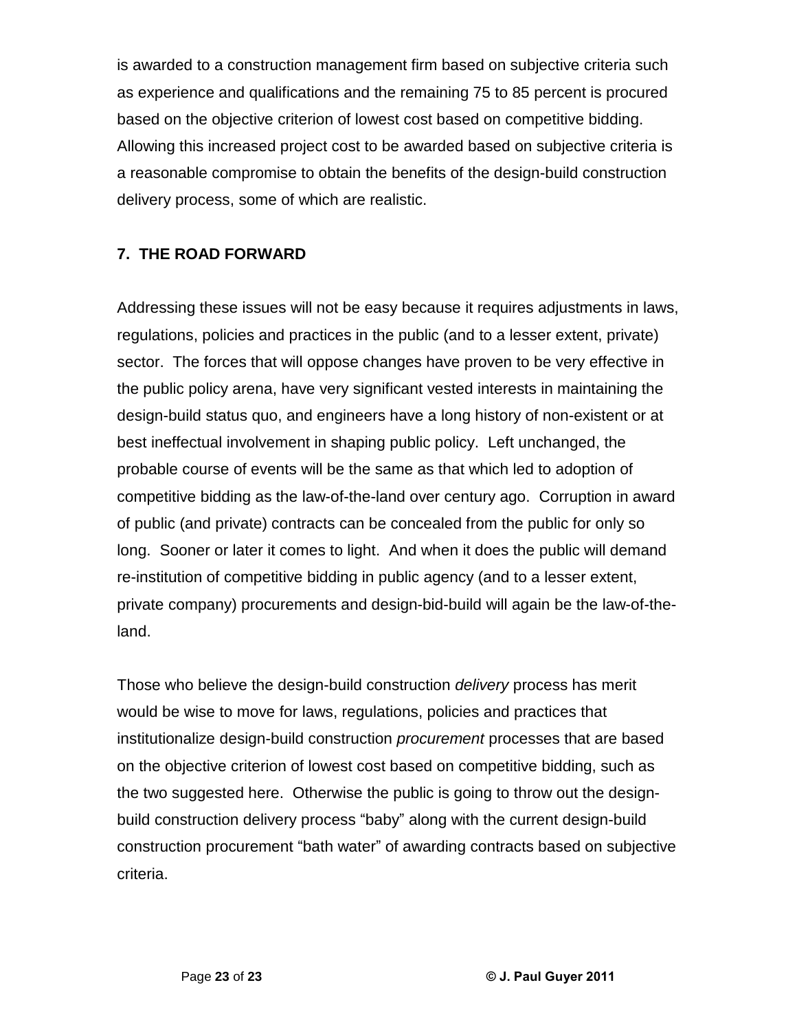is awarded to a construction management firm based on subjective criteria such as experience and qualifications and the remaining 75 to 85 percent is procured based on the objective criterion of lowest cost based on competitive bidding. Allowing this increased project cost to be awarded based on subjective criteria is a reasonable compromise to obtain the benefits of the design-build construction delivery process, some of which are realistic.

## 7. THE ROAD FORWARD

Addressing these issues will not be easy because it requires adjustments in laws, regulations, policies and practices in the public (and to a lesser extent, private) sector. The forces that will oppose changes have proven to be very effective in the public policy arena, have very significant vested interests in maintaining the design-build status quo, and engineers have a long history of non-existent or at best ineffectual involvement in shaping public policy. Left unchanged, the probable course of events will be the same as that which led to adoption of competitive bidding as the law-of-the-land over century ago. Corruption in award of public (and private) contracts can be concealed from the public for only so long. Sooner or later it comes to light. And when it does the public will demand re-institution of competitive bidding in public agency (and to a lesser extent, private company) procurements and design-bid-build will again be the law-of-the-land.

Those who believe the design-build construction *delivery* process has merit would be wise to move for laws, regulations, policies and practices that institutionalize design-build construction *procurement* processes that are based on the objective criterion of lowest cost based on competitive bidding, such as the two suggested here. Otherwise the public is going to throw out the design-build construction delivery process "baby" along with the current design-build construction procurement "bath water" of awarding contracts based on subjective criteria.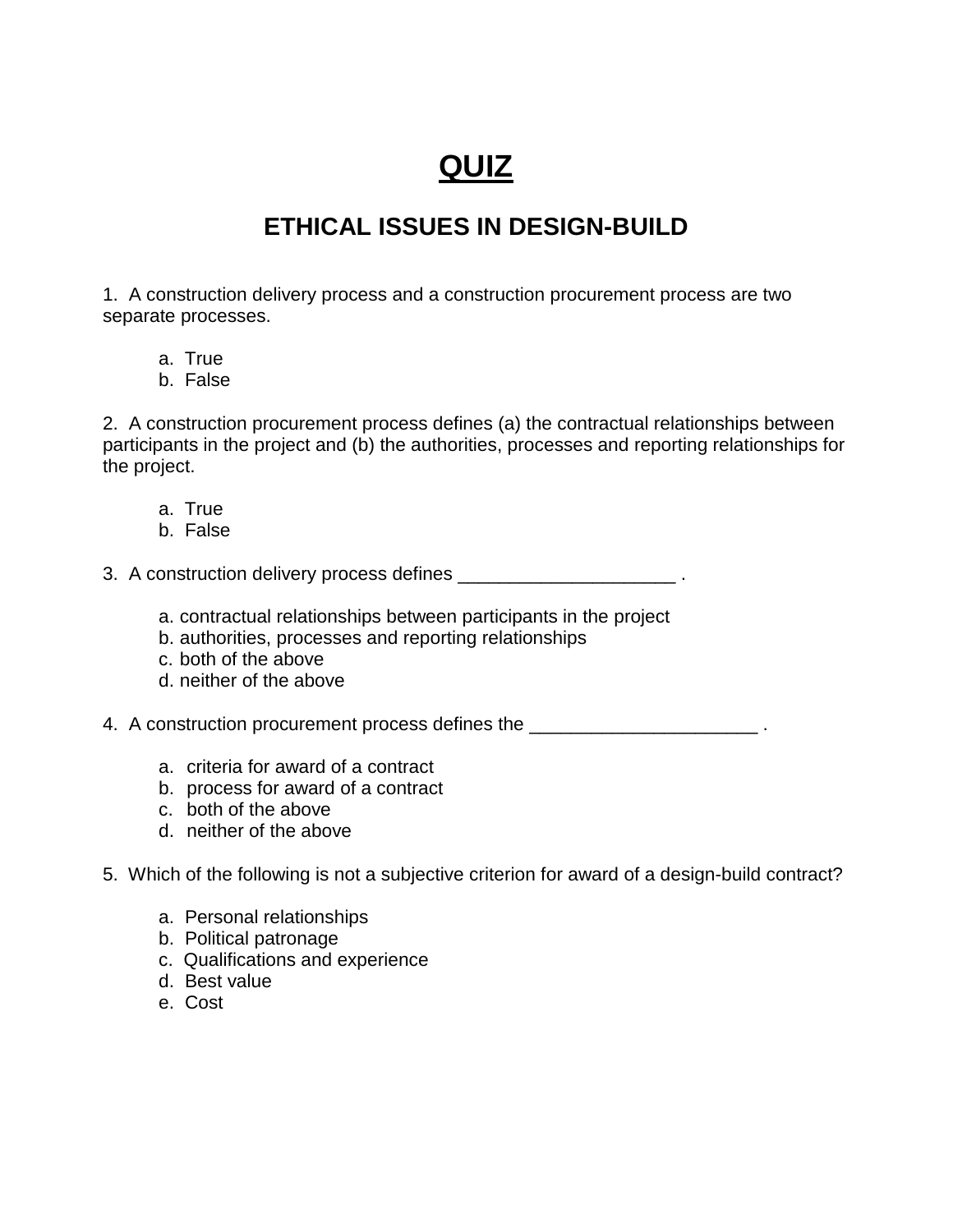# QUIZ

## ETHICAL ISSUES IN DESIGN-BUILD

1. A construction delivery process and a construction procurement process are two separate processes.

   a. True
   b. False

2. A construction procurement process defines (a) the contractual relationships between participants in the project and (b) the authorities, processes and reporting relationships for the project.

   a. True
   b. False

3. A construction delivery process defines ____________________ .

   a. contractual relationships between participants in the project
   b. authorities, processes and reporting relationships
   c. both of the above
   d. neither of the above

4. A construction procurement process defines the _____________________ .

   a. criteria for award of a contract
   b. process for award of a contract
   c. both of the above
   d. neither of the above

5. Which of the following is not a subjective criterion for award of a design-build contract?

   a. Personal relationships
   b. Political patronage
   c. Qualifications and experience
   d. Best value
   e. Cost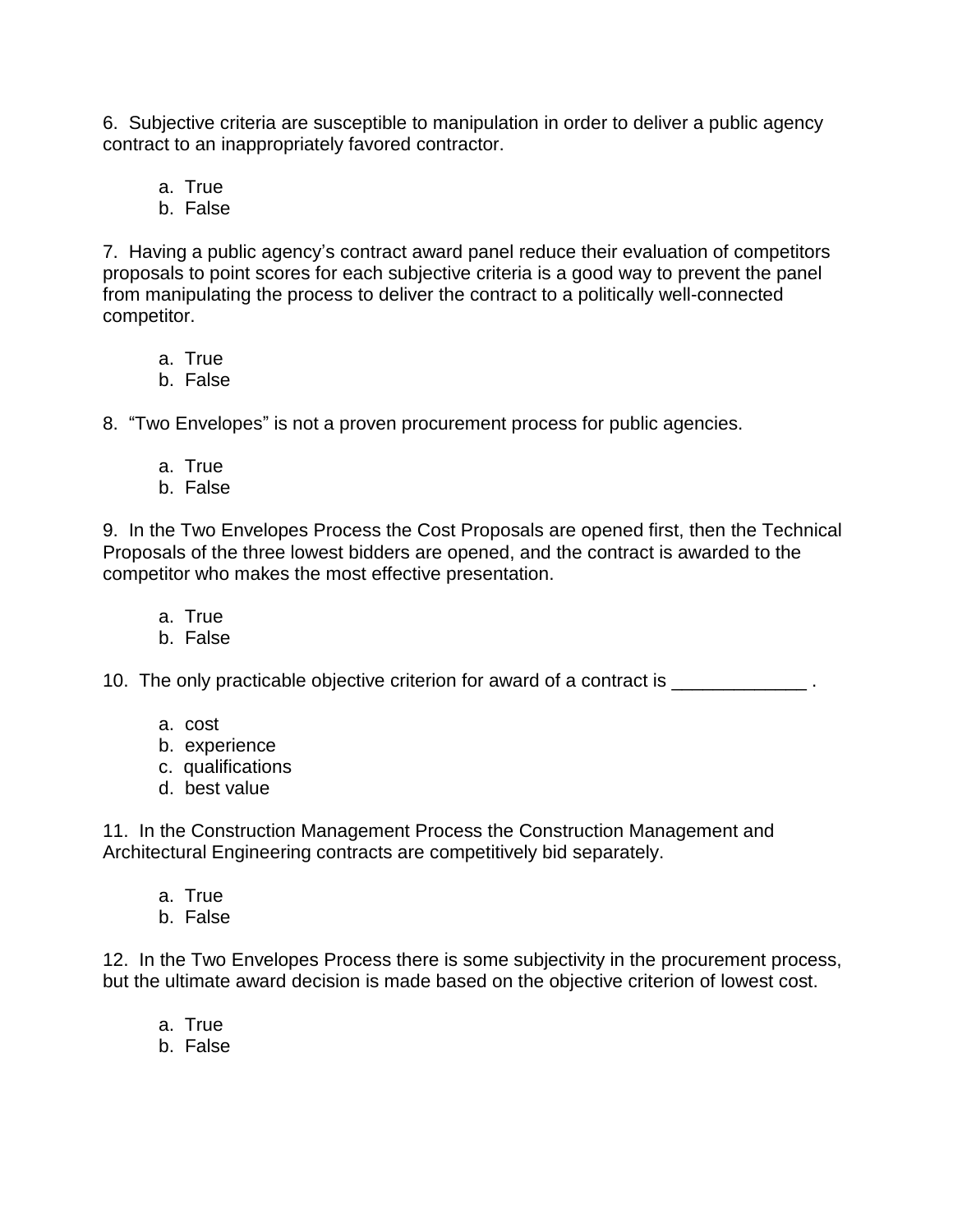6. Subjective criteria are susceptible to manipulation in order to deliver a public agency contract to an inappropriately favored contractor.

   a. True
   b. False

7. Having a public agency's contract award panel reduce their evaluation of competitors proposals to point scores for each subjective criteria is a good way to prevent the panel from manipulating the process to deliver the contract to a politically well-connected competitor.

   a. True
   b. False

8. "Two Envelopes" is not a proven procurement process for public agencies.

   a. True
   b. False

9. In the Two Envelopes Process the Cost Proposals are opened first, then the Technical Proposals of the three lowest bidders are opened, and the contract is awarded to the competitor who makes the most effective presentation.

   a. True
   b. False

10. The only practicable objective criterion for award of a contract is _____________ .

   a. cost
   b. experience
   c. qualifications
   d. best value

11. In the Construction Management Process the Construction Management and Architectural Engineering contracts are competitively bid separately.

   a. True
   b. False

12. In the Two Envelopes Process there is some subjectivity in the procurement process, but the ultimate award decision is made based on the objective criterion of lowest cost.

   a. True
   b. False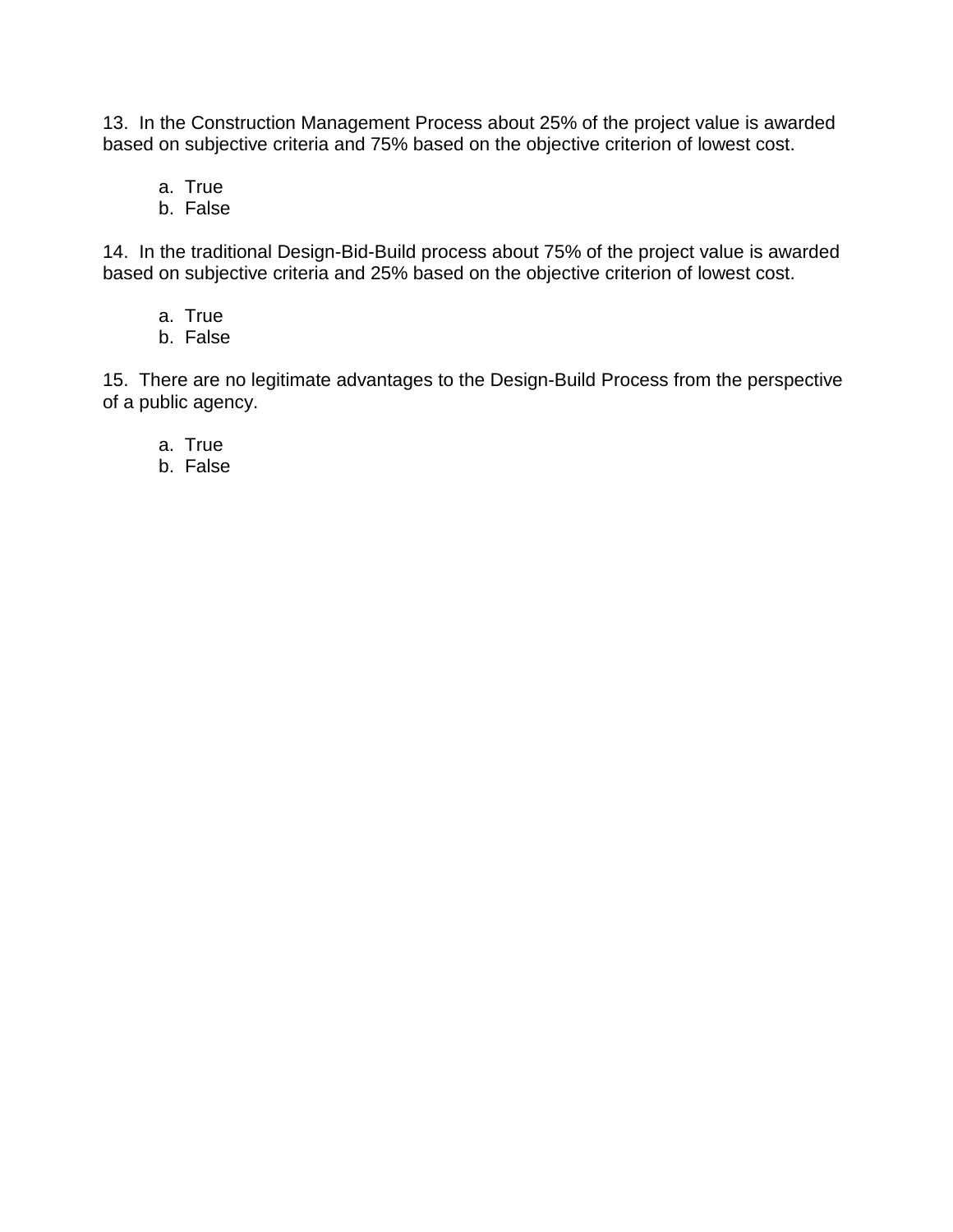13. In the Construction Management Process about 25% of the project value is awarded based on subjective criteria and 75% based on the objective criterion of lowest cost.

   a. True
   b. False

14. In the traditional Design-Bid-Build process about 75% of the project value is awarded based on subjective criteria and 25% based on the objective criterion of lowest cost.

   a. True
   b. False

15. There are no legitimate advantages to the Design-Build Process from the perspective of a public agency.

   a. True
   b. False